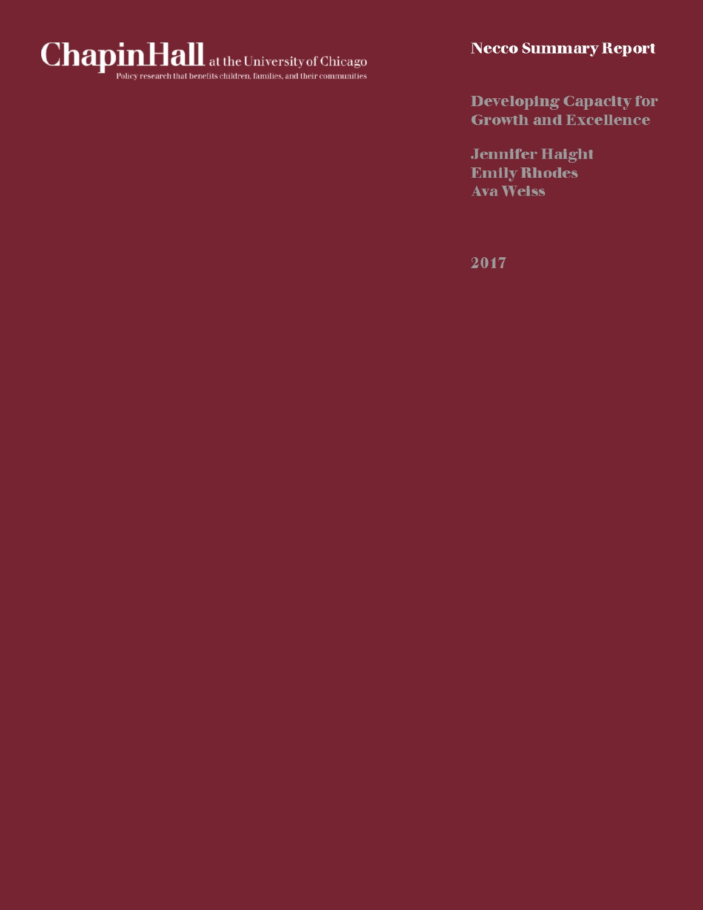Chapin Hall at the University of Chicago

Policy research that benefits children, families, and their communities

**Necco Summary Report**

# Developing Capacity for Growth and Excellence

Jennifer Haight
Emily Rhodes
Ava Weiss

2017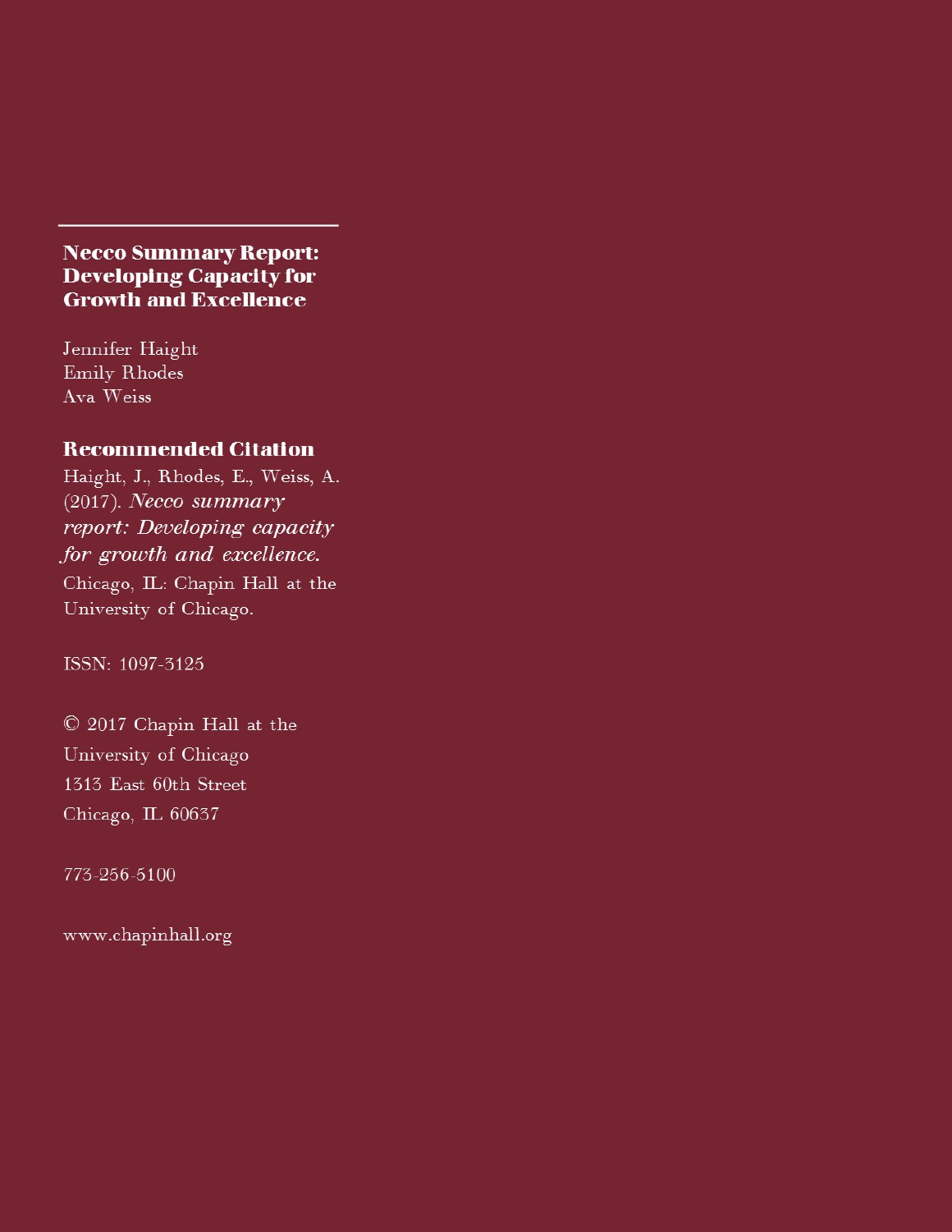**Necco Summary Report: Developing Capacity for Growth and Excellence**

Jennifer Haight
Emily Rhodes
Ava Weiss

**Recommended Citation**

Haight, J., Rhodes, E., Weiss, A. (2017). *Necco summary report: Developing capacity for growth and excellence.* Chicago, IL: Chapin Hall at the University of Chicago.

ISSN: 1097-3125

© 2017 Chapin Hall at the University of Chicago
1313 East 60th Street
Chicago, IL 60637

773-256-5100

www.chapinhall.org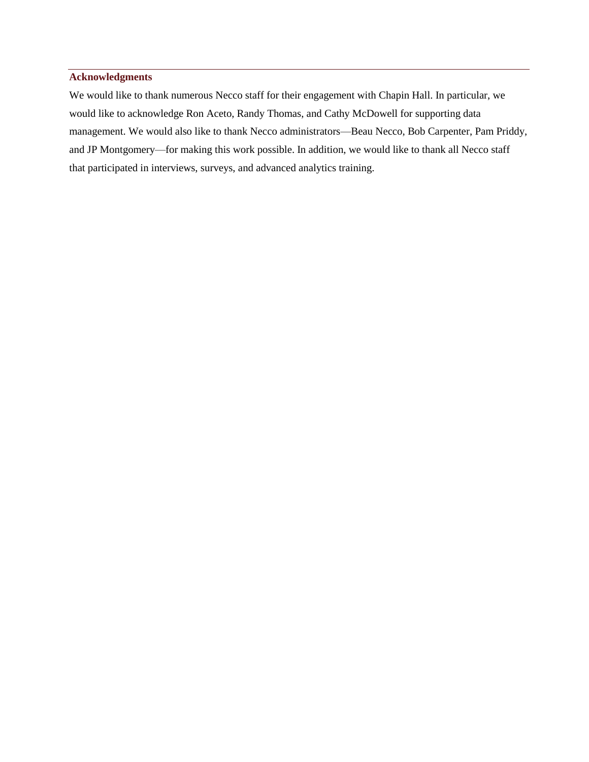## Acknowledgments

We would like to thank numerous Necco staff for their engagement with Chapin Hall. In particular, we would like to acknowledge Ron Aceto, Randy Thomas, and Cathy McDowell for supporting data management. We would also like to thank Necco administrators—Beau Necco, Bob Carpenter, Pam Priddy, and JP Montgomery—for making this work possible. In addition, we would like to thank all Necco staff that participated in interviews, surveys, and advanced analytics training.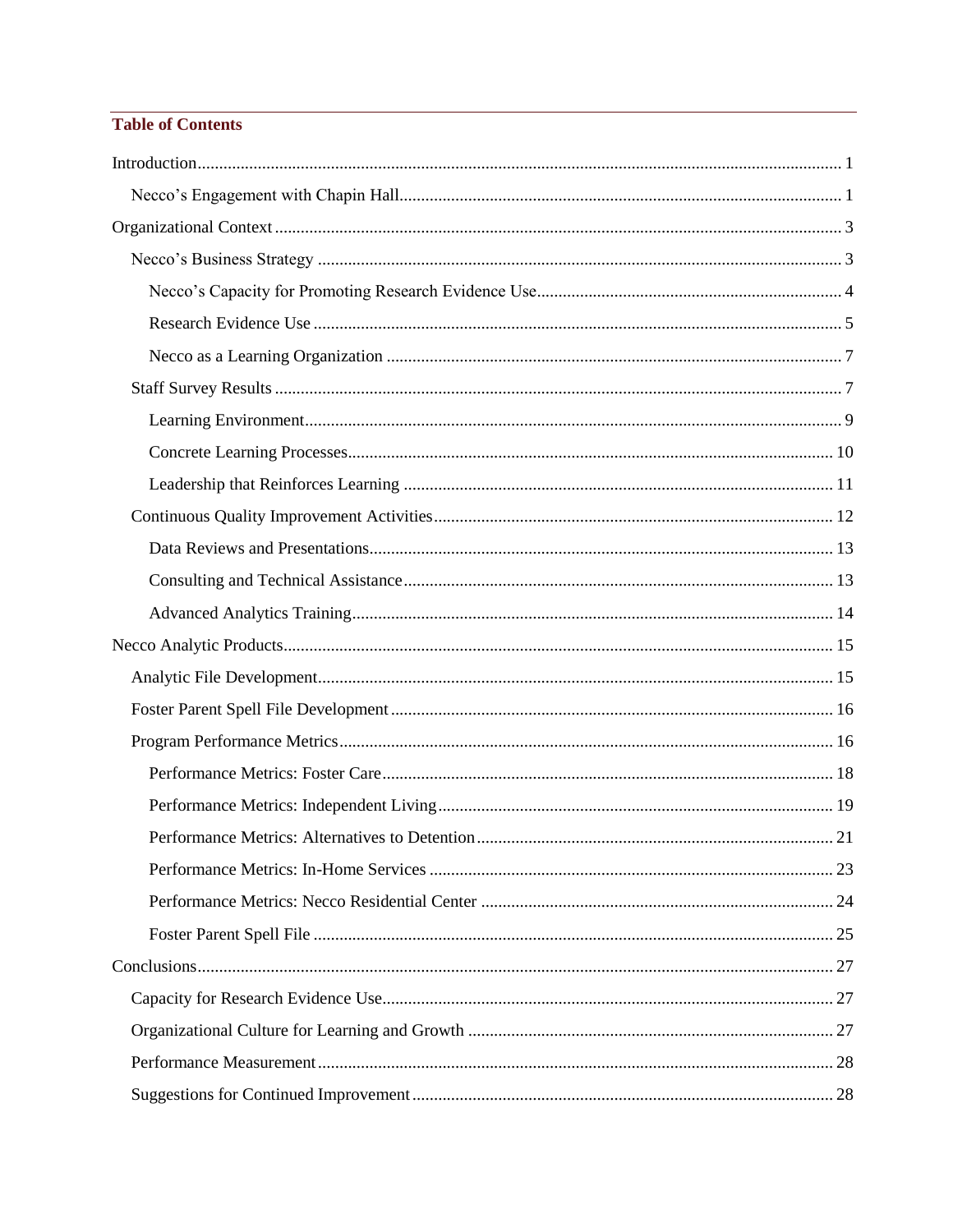## Table of Contents

Introduction .................................................................................................................................... 1

- Necco's Engagement with Chapin Hall ..................................................................................... 1

Organizational Context .................................................................................................................. 3

- Necco's Business Strategy ......................................................................................................... 3
  - Necco's Capacity for Promoting Research Evidence Use ...................................................... 4
  - Research Evidence Use ......................................................................................................... 5
  - Necco as a Learning Organization ........................................................................................ 7
- Staff Survey Results .................................................................................................................. 7
  - Learning Environment ........................................................................................................... 9
  - Concrete Learning Processes ............................................................................................... 10
  - Leadership that Reinforces Learning .................................................................................. 11
- Continuous Quality Improvement Activities ........................................................................... 12
  - Data Reviews and Presentations .......................................................................................... 13
  - Consulting and Technical Assistance .................................................................................. 13
  - Advanced Analytics Training .............................................................................................. 14

Necco Analytic Products .............................................................................................................. 15

- Analytic File Development ...................................................................................................... 15
- Foster Parent Spell File Development ..................................................................................... 16
- Program Performance Metrics ................................................................................................. 16
  - Performance Metrics: Foster Care ....................................................................................... 18
  - Performance Metrics: Independent Living .......................................................................... 19
  - Performance Metrics: Alternatives to Detention ................................................................. 21
  - Performance Metrics: In-Home Services ............................................................................ 23
  - Performance Metrics: Necco Residential Center ................................................................ 24
  - Foster Parent Spell File ....................................................................................................... 25

Conclusions .................................................................................................................................. 27

- Capacity for Research Evidence Use ....................................................................................... 27
- Organizational Culture for Learning and Growth ................................................................... 27
- Performance Measurement ...................................................................................................... 28
- Suggestions for Continued Improvement ................................................................................ 28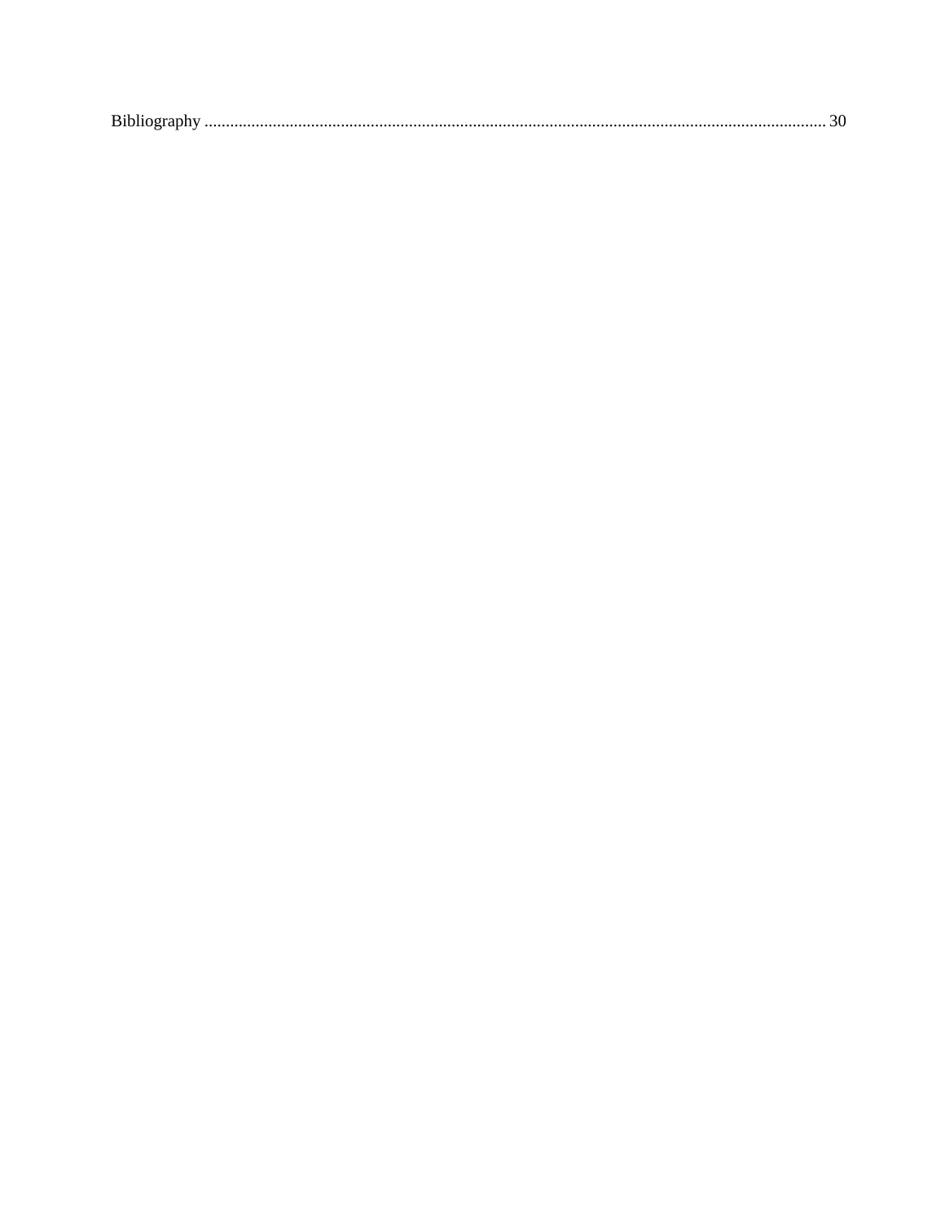Bibliography ........................................................................................................................................ 30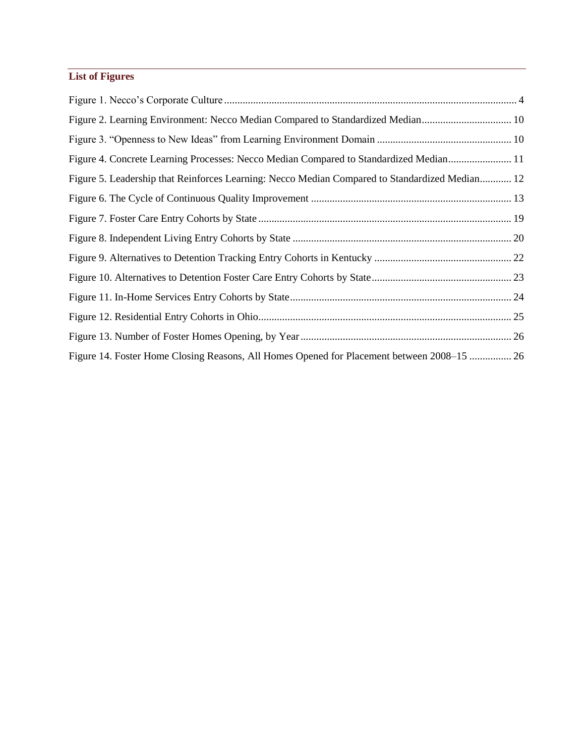## List of Figures

Figure 1. Necco's Corporate Culture .......... 4

Figure 2. Learning Environment: Necco Median Compared to Standardized Median .......... 10

Figure 3. "Openness to New Ideas" from Learning Environment Domain .......... 10

Figure 4. Concrete Learning Processes: Necco Median Compared to Standardized Median .......... 11

Figure 5. Leadership that Reinforces Learning: Necco Median Compared to Standardized Median .......... 12

Figure 6. The Cycle of Continuous Quality Improvement .......... 13

Figure 7. Foster Care Entry Cohorts by State .......... 19

Figure 8. Independent Living Entry Cohorts by State .......... 20

Figure 9. Alternatives to Detention Tracking Entry Cohorts in Kentucky .......... 22

Figure 10. Alternatives to Detention Foster Care Entry Cohorts by State .......... 23

Figure 11. In-Home Services Entry Cohorts by State .......... 24

Figure 12. Residential Entry Cohorts in Ohio .......... 25

Figure 13. Number of Foster Homes Opening, by Year .......... 26

Figure 14. Foster Home Closing Reasons, All Homes Opened for Placement between 2008–15 .......... 26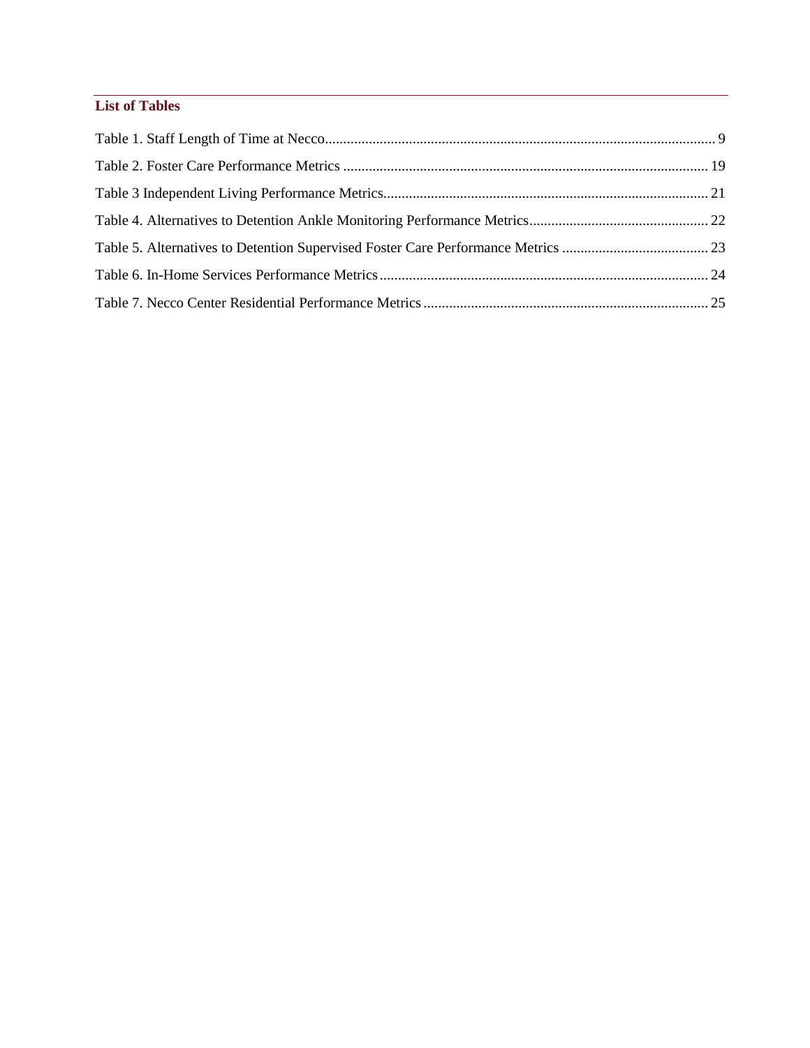## List of Tables

Table 1. Staff Length of Time at Necco .......... 9

Table 2. Foster Care Performance Metrics .......... 19

Table 3 Independent Living Performance Metrics .......... 21

Table 4. Alternatives to Detention Ankle Monitoring Performance Metrics .......... 22

Table 5. Alternatives to Detention Supervised Foster Care Performance Metrics .......... 23

Table 6. In-Home Services Performance Metrics .......... 24

Table 7. Necco Center Residential Performance Metrics .......... 25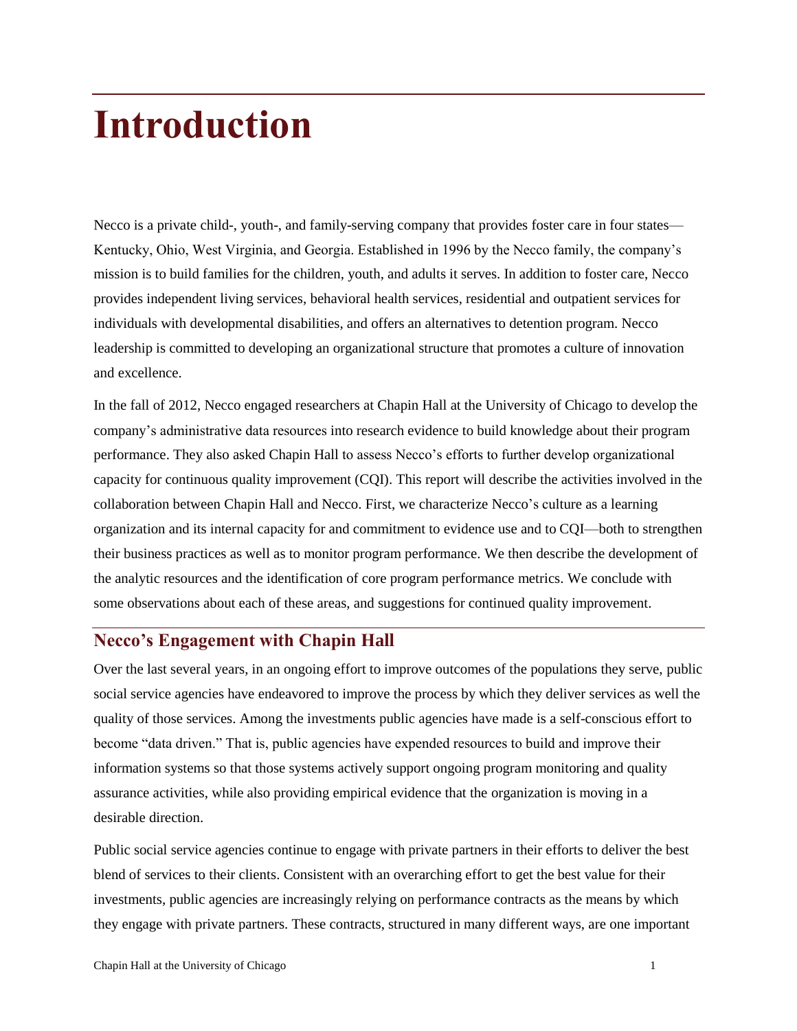# Introduction

Necco is a private child-, youth-, and family-serving company that provides foster care in four states—Kentucky, Ohio, West Virginia, and Georgia. Established in 1996 by the Necco family, the company's mission is to build families for the children, youth, and adults it serves. In addition to foster care, Necco provides independent living services, behavioral health services, residential and outpatient services for individuals with developmental disabilities, and offers an alternatives to detention program. Necco leadership is committed to developing an organizational structure that promotes a culture of innovation and excellence.

In the fall of 2012, Necco engaged researchers at Chapin Hall at the University of Chicago to develop the company's administrative data resources into research evidence to build knowledge about their program performance. They also asked Chapin Hall to assess Necco's efforts to further develop organizational capacity for continuous quality improvement (CQI). This report will describe the activities involved in the collaboration between Chapin Hall and Necco. First, we characterize Necco's culture as a learning organization and its internal capacity for and commitment to evidence use and to CQI—both to strengthen their business practices as well as to monitor program performance. We then describe the development of the analytic resources and the identification of core program performance metrics. We conclude with some observations about each of these areas, and suggestions for continued quality improvement.

## Necco's Engagement with Chapin Hall

Over the last several years, in an ongoing effort to improve outcomes of the populations they serve, public social service agencies have endeavored to improve the process by which they deliver services as well the quality of those services. Among the investments public agencies have made is a self-conscious effort to become "data driven." That is, public agencies have expended resources to build and improve their information systems so that those systems actively support ongoing program monitoring and quality assurance activities, while also providing empirical evidence that the organization is moving in a desirable direction.

Public social service agencies continue to engage with private partners in their efforts to deliver the best blend of services to their clients. Consistent with an overarching effort to get the best value for their investments, public agencies are increasingly relying on performance contracts as the means by which they engage with private partners. These contracts, structured in many different ways, are one important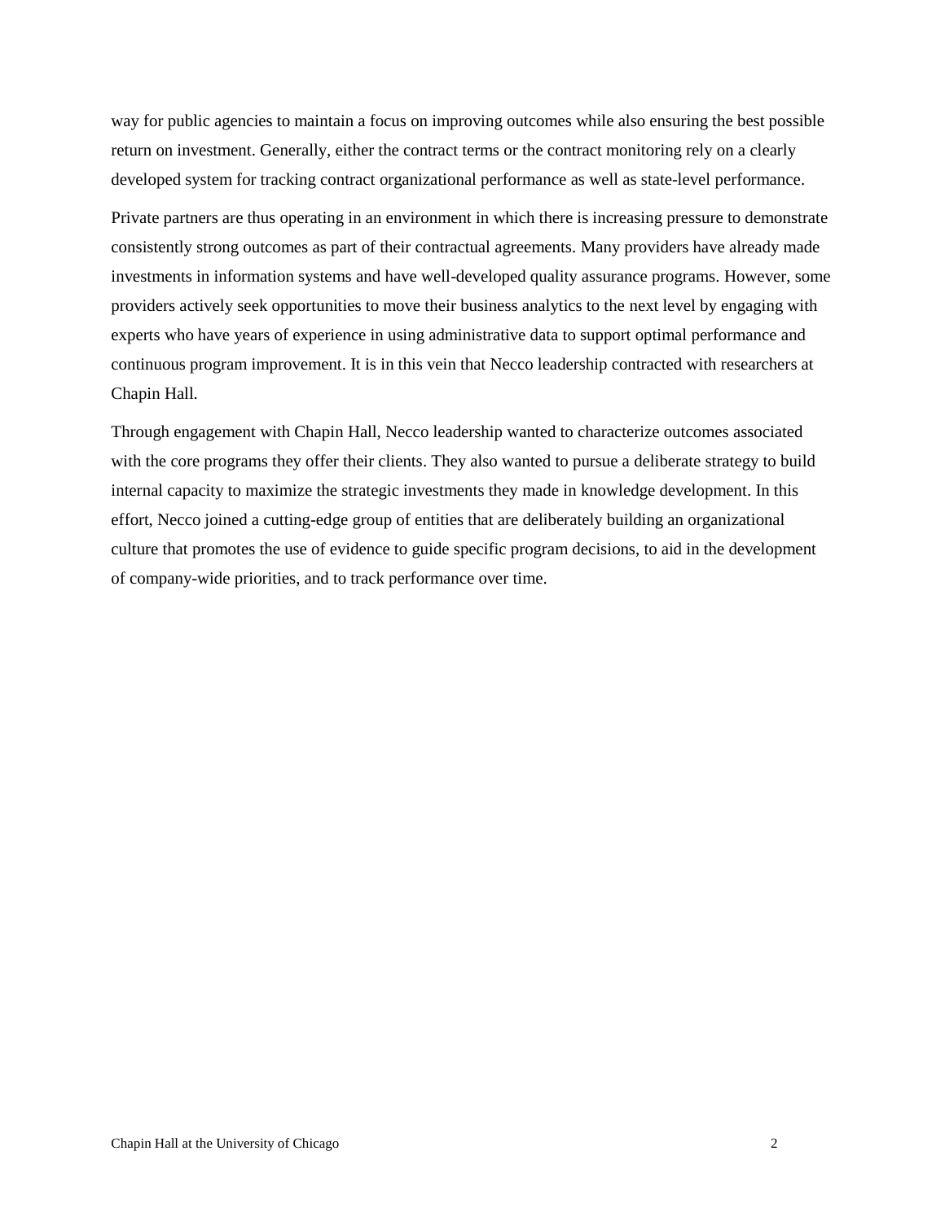way for public agencies to maintain a focus on improving outcomes while also ensuring the best possible return on investment. Generally, either the contract terms or the contract monitoring rely on a clearly developed system for tracking contract organizational performance as well as state-level performance.

Private partners are thus operating in an environment in which there is increasing pressure to demonstrate consistently strong outcomes as part of their contractual agreements. Many providers have already made investments in information systems and have well-developed quality assurance programs. However, some providers actively seek opportunities to move their business analytics to the next level by engaging with experts who have years of experience in using administrative data to support optimal performance and continuous program improvement. It is in this vein that Necco leadership contracted with researchers at Chapin Hall.

Through engagement with Chapin Hall, Necco leadership wanted to characterize outcomes associated with the core programs they offer their clients. They also wanted to pursue a deliberate strategy to build internal capacity to maximize the strategic investments they made in knowledge development. In this effort, Necco joined a cutting-edge group of entities that are deliberately building an organizational culture that promotes the use of evidence to guide specific program decisions, to aid in the development of company-wide priorities, and to track performance over time.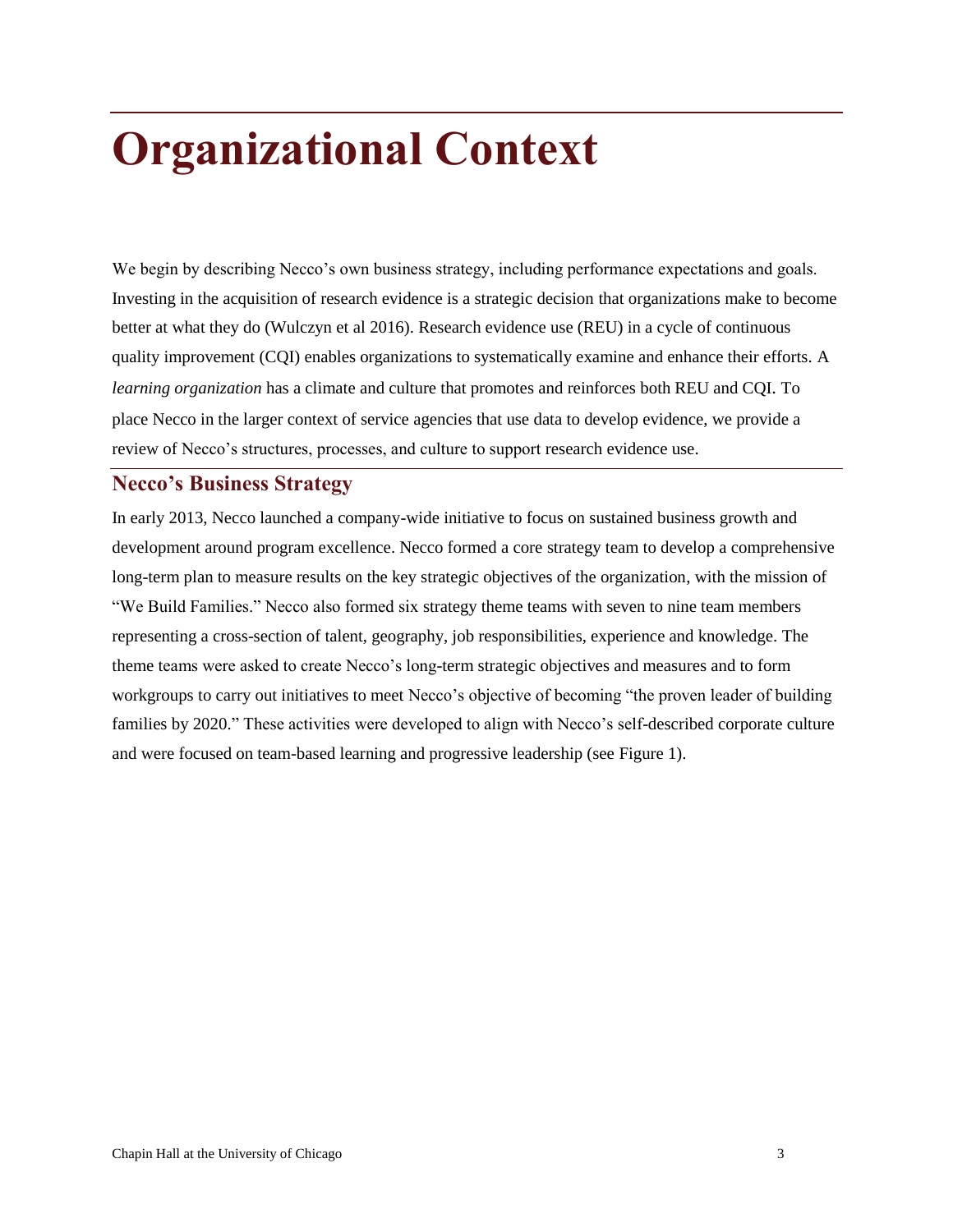# Organizational Context

We begin by describing Necco's own business strategy, including performance expectations and goals. Investing in the acquisition of research evidence is a strategic decision that organizations make to become better at what they do (Wulczyn et al 2016). Research evidence use (REU) in a cycle of continuous quality improvement (CQI) enables organizations to systematically examine and enhance their efforts. A *learning organization* has a climate and culture that promotes and reinforces both REU and CQI. To place Necco in the larger context of service agencies that use data to develop evidence, we provide a review of Necco's structures, processes, and culture to support research evidence use.

## Necco's Business Strategy

In early 2013, Necco launched a company-wide initiative to focus on sustained business growth and development around program excellence. Necco formed a core strategy team to develop a comprehensive long-term plan to measure results on the key strategic objectives of the organization, with the mission of "We Build Families." Necco also formed six strategy theme teams with seven to nine team members representing a cross-section of talent, geography, job responsibilities, experience and knowledge. The theme teams were asked to create Necco's long-term strategic objectives and measures and to form workgroups to carry out initiatives to meet Necco's objective of becoming "the proven leader of building families by 2020." These activities were developed to align with Necco's self-described corporate culture and were focused on team-based learning and progressive leadership (see Figure 1).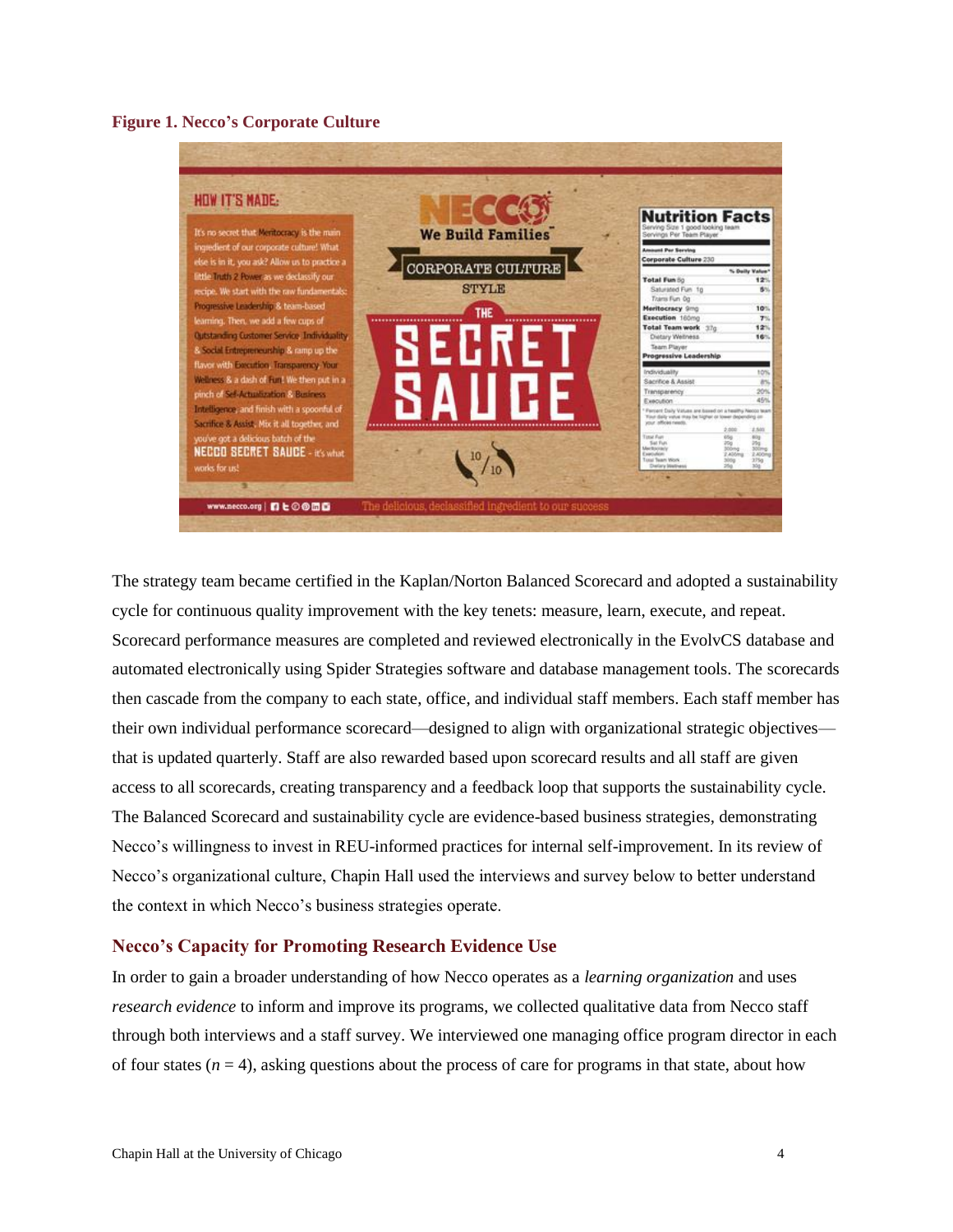**Figure 1. Necco's Corporate Culture**

The strategy team became certified in the Kaplan/Norton Balanced Scorecard and adopted a sustainability cycle for continuous quality improvement with the key tenets: measure, learn, execute, and repeat. Scorecard performance measures are completed and reviewed electronically in the EvolvCS database and automated electronically using Spider Strategies software and database management tools. The scorecards then cascade from the company to each state, office, and individual staff members. Each staff member has their own individual performance scorecard—designed to align with organizational strategic objectives—that is updated quarterly. Staff are also rewarded based upon scorecard results and all staff are given access to all scorecards, creating transparency and a feedback loop that supports the sustainability cycle. The Balanced Scorecard and sustainability cycle are evidence-based business strategies, demonstrating Necco's willingness to invest in REU-informed practices for internal self-improvement. In its review of Necco's organizational culture, Chapin Hall used the interviews and survey below to better understand the context in which Necco's business strategies operate.

## Necco's Capacity for Promoting Research Evidence Use

In order to gain a broader understanding of how Necco operates as a *learning organization* and uses *research evidence* to inform and improve its programs, we collected qualitative data from Necco staff through both interviews and a staff survey. We interviewed one managing office program director in each of four states ($n = 4$), asking questions about the process of care for programs in that state, about how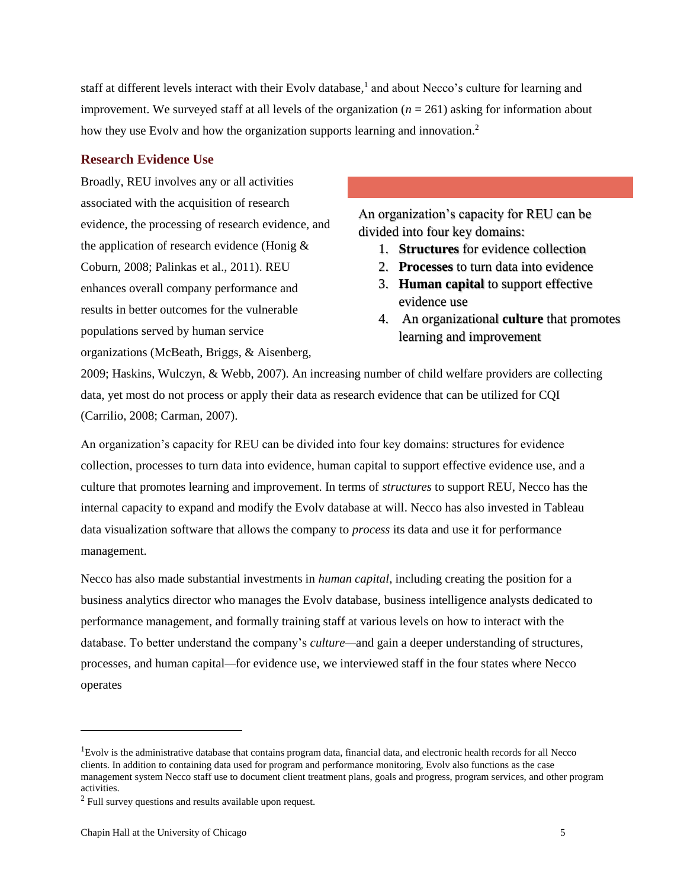staff at different levels interact with their Evolv database,[1] and about Necco's culture for learning and improvement. We surveyed staff at all levels of the organization ($n$ = 261) asking for information about how they use Evolv and how the organization supports learning and innovation.[2]

## Research Evidence Use

Broadly, REU involves any or all activities associated with the acquisition of research evidence, the processing of research evidence, and the application of research evidence (Honig & Coburn, 2008; Palinkas et al., 2011). REU enhances overall company performance and results in better outcomes for the vulnerable populations served by human service organizations (McBeath, Briggs, & Aisenberg, 2009; Haskins, Wulczyn, & Webb, 2007). An increasing number of child welfare providers are collecting data, yet most do not process or apply their data as research evidence that can be utilized for CQI (Carrilio, 2008; Carman, 2007).

> An organization's capacity for REU can be divided into four key domains:
>
> 1. **Structures** for evidence collection
> 2. **Processes** to turn data into evidence
> 3. **Human capital** to support effective evidence use
> 4. An organizational **culture** that promotes learning and improvement

An organization's capacity for REU can be divided into four key domains: structures for evidence collection, processes to turn data into evidence, human capital to support effective evidence use, and a culture that promotes learning and improvement. In terms of *structures* to support REU, Necco has the internal capacity to expand and modify the Evolv database at will. Necco has also invested in Tableau data visualization software that allows the company to *process* its data and use it for performance management.

Necco has also made substantial investments in *human capital*, including creating the position for a business analytics director who manages the Evolv database, business intelligence analysts dedicated to performance management, and formally training staff at various levels on how to interact with the database. To better understand the company's *culture*—and gain a deeper understanding of structures, processes, and human capital—for evidence use, we interviewed staff in the four states where Necco operates

---

[1] Evolv is the administrative database that contains program data, financial data, and electronic health records for all Necco clients. In addition to containing data used for program and performance monitoring, Evolv also functions as the case management system Necco staff use to document client treatment plans, goals and progress, program services, and other program activities.

[2] Full survey questions and results available upon request.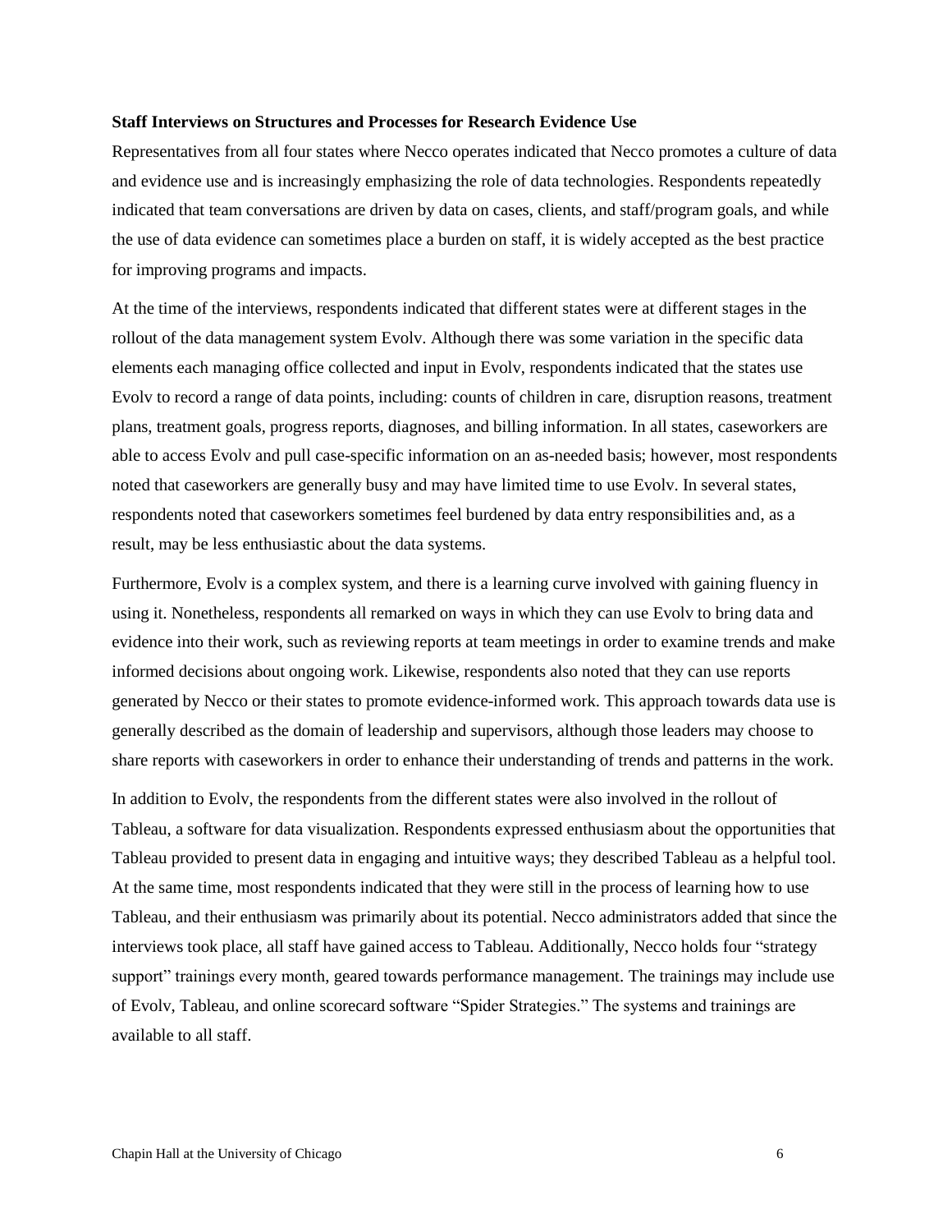**Staff Interviews on Structures and Processes for Research Evidence Use**

Representatives from all four states where Necco operates indicated that Necco promotes a culture of data and evidence use and is increasingly emphasizing the role of data technologies. Respondents repeatedly indicated that team conversations are driven by data on cases, clients, and staff/program goals, and while the use of data evidence can sometimes place a burden on staff, it is widely accepted as the best practice for improving programs and impacts.

At the time of the interviews, respondents indicated that different states were at different stages in the rollout of the data management system Evolv. Although there was some variation in the specific data elements each managing office collected and input in Evolv, respondents indicated that the states use Evolv to record a range of data points, including: counts of children in care, disruption reasons, treatment plans, treatment goals, progress reports, diagnoses, and billing information. In all states, caseworkers are able to access Evolv and pull case-specific information on an as-needed basis; however, most respondents noted that caseworkers are generally busy and may have limited time to use Evolv. In several states, respondents noted that caseworkers sometimes feel burdened by data entry responsibilities and, as a result, may be less enthusiastic about the data systems.

Furthermore, Evolv is a complex system, and there is a learning curve involved with gaining fluency in using it. Nonetheless, respondents all remarked on ways in which they can use Evolv to bring data and evidence into their work, such as reviewing reports at team meetings in order to examine trends and make informed decisions about ongoing work. Likewise, respondents also noted that they can use reports generated by Necco or their states to promote evidence-informed work. This approach towards data use is generally described as the domain of leadership and supervisors, although those leaders may choose to share reports with caseworkers in order to enhance their understanding of trends and patterns in the work.

In addition to Evolv, the respondents from the different states were also involved in the rollout of Tableau, a software for data visualization. Respondents expressed enthusiasm about the opportunities that Tableau provided to present data in engaging and intuitive ways; they described Tableau as a helpful tool. At the same time, most respondents indicated that they were still in the process of learning how to use Tableau, and their enthusiasm was primarily about its potential. Necco administrators added that since the interviews took place, all staff have gained access to Tableau. Additionally, Necco holds four "strategy support" trainings every month, geared towards performance management. The trainings may include use of Evolv, Tableau, and online scorecard software "Spider Strategies." The systems and trainings are available to all staff.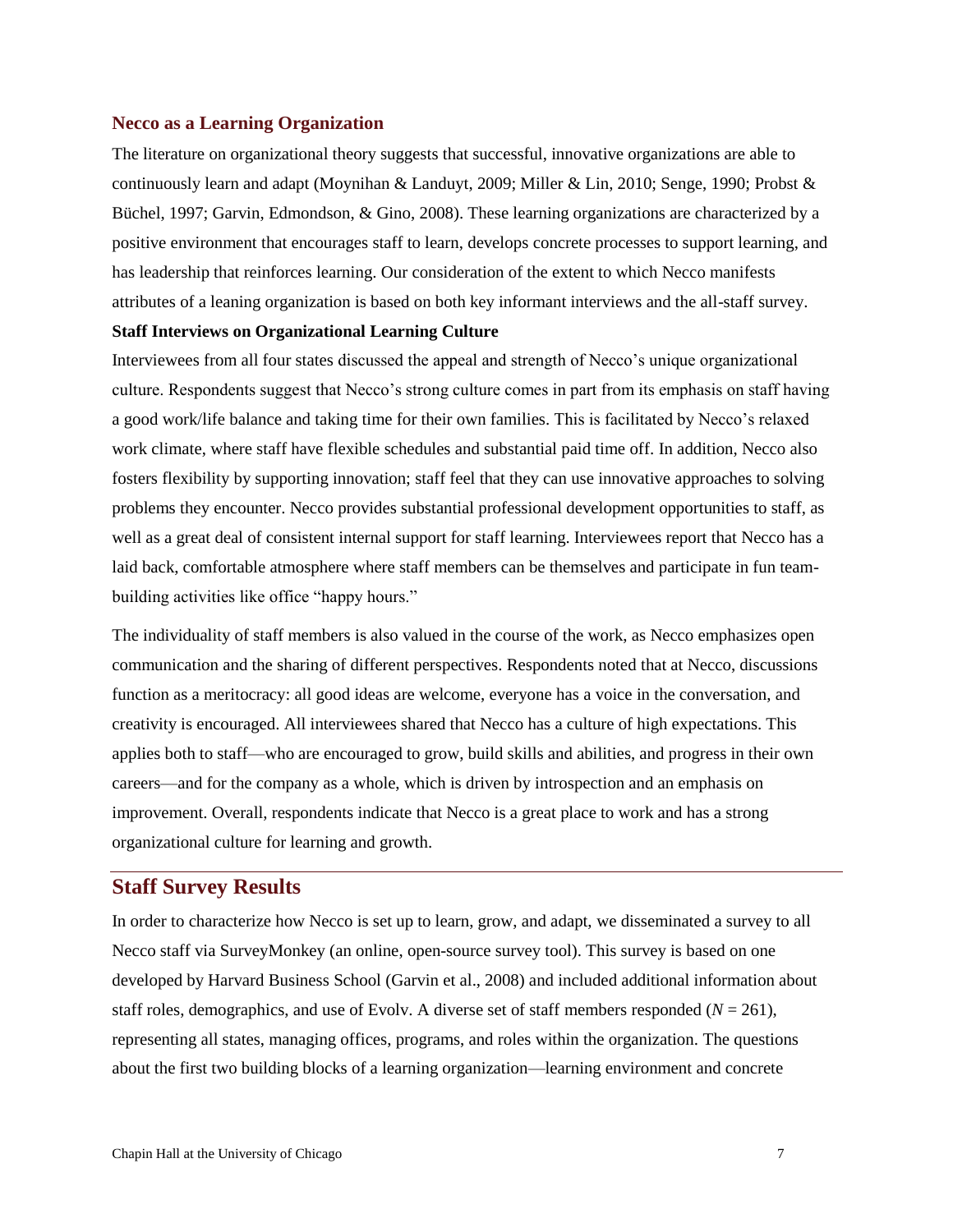### Necco as a Learning Organization

The literature on organizational theory suggests that successful, innovative organizations are able to continuously learn and adapt (Moynihan & Landuyt, 2009; Miller & Lin, 2010; Senge, 1990; Probst & Büchel, 1997; Garvin, Edmondson, & Gino, 2008). These learning organizations are characterized by a positive environment that encourages staff to learn, develops concrete processes to support learning, and has leadership that reinforces learning. Our consideration of the extent to which Necco manifests attributes of a leaning organization is based on both key informant interviews and the all-staff survey.

**Staff Interviews on Organizational Learning Culture**

Interviewees from all four states discussed the appeal and strength of Necco's unique organizational culture. Respondents suggest that Necco's strong culture comes in part from its emphasis on staff having a good work/life balance and taking time for their own families. This is facilitated by Necco's relaxed work climate, where staff have flexible schedules and substantial paid time off. In addition, Necco also fosters flexibility by supporting innovation; staff feel that they can use innovative approaches to solving problems they encounter. Necco provides substantial professional development opportunities to staff, as well as a great deal of consistent internal support for staff learning. Interviewees report that Necco has a laid back, comfortable atmosphere where staff members can be themselves and participate in fun team-building activities like office "happy hours."

The individuality of staff members is also valued in the course of the work, as Necco emphasizes open communication and the sharing of different perspectives. Respondents noted that at Necco, discussions function as a meritocracy: all good ideas are welcome, everyone has a voice in the conversation, and creativity is encouraged. All interviewees shared that Necco has a culture of high expectations. This applies both to staff—who are encouraged to grow, build skills and abilities, and progress in their own careers—and for the company as a whole, which is driven by introspection and an emphasis on improvement. Overall, respondents indicate that Necco is a great place to work and has a strong organizational culture for learning and growth.

## Staff Survey Results

In order to characterize how Necco is set up to learn, grow, and adapt, we disseminated a survey to all Necco staff via SurveyMonkey (an online, open-source survey tool). This survey is based on one developed by Harvard Business School (Garvin et al., 2008) and included additional information about staff roles, demographics, and use of Evolv. A diverse set of staff members responded ($N = 261$), representing all states, managing offices, programs, and roles within the organization. The questions about the first two building blocks of a learning organization—learning environment and concrete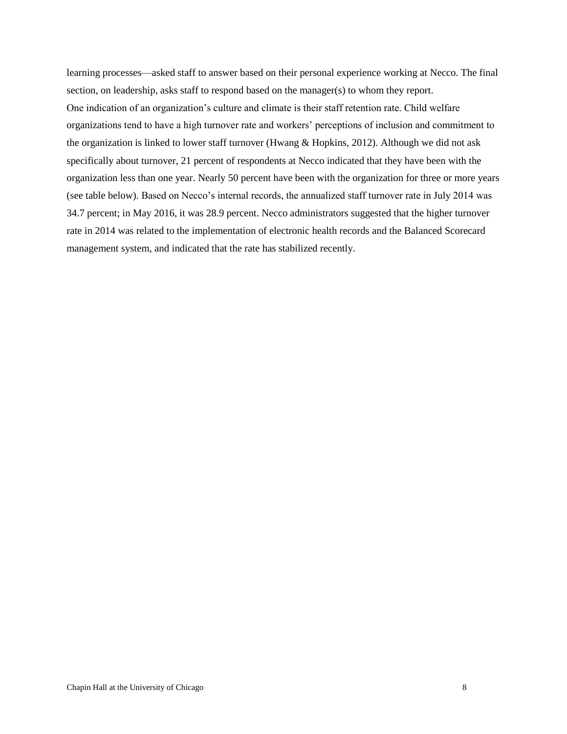learning processes—asked staff to answer based on their personal experience working at Necco. The final section, on leadership, asks staff to respond based on the manager(s) to whom they report.

One indication of an organization's culture and climate is their staff retention rate. Child welfare organizations tend to have a high turnover rate and workers' perceptions of inclusion and commitment to the organization is linked to lower staff turnover (Hwang & Hopkins, 2012). Although we did not ask specifically about turnover, 21 percent of respondents at Necco indicated that they have been with the organization less than one year. Nearly 50 percent have been with the organization for three or more years (see table below). Based on Necco's internal records, the annualized staff turnover rate in July 2014 was 34.7 percent; in May 2016, it was 28.9 percent. Necco administrators suggested that the higher turnover rate in 2014 was related to the implementation of electronic health records and the Balanced Scorecard management system, and indicated that the rate has stabilized recently.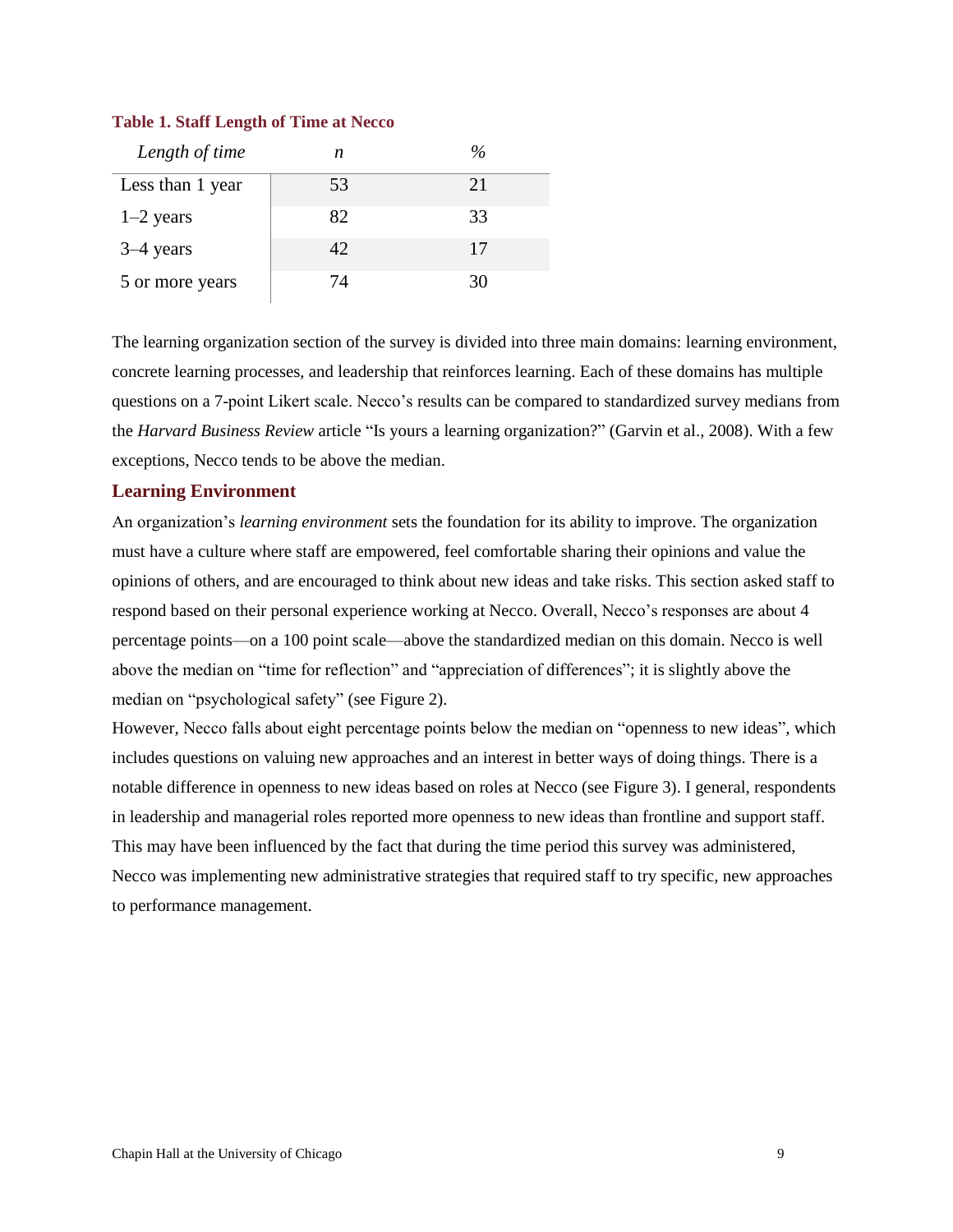**Table 1. Staff Length of Time at Necco**

| *Length of time* | *n* | *%* |
|---|---|---|
| Less than 1 year | 53 | 21 |
| 1–2 years | 82 | 33 |
| 3–4 years | 42 | 17 |
| 5 or more years | 74 | 30 |

The learning organization section of the survey is divided into three main domains: learning environment, concrete learning processes, and leadership that reinforces learning. Each of these domains has multiple questions on a 7-point Likert scale. Necco's results can be compared to standardized survey medians from the *Harvard Business Review* article "Is yours a learning organization?" (Garvin et al., 2008). With a few exceptions, Necco tends to be above the median.

## Learning Environment

An organization's *learning environment* sets the foundation for its ability to improve. The organization must have a culture where staff are empowered, feel comfortable sharing their opinions and value the opinions of others, and are encouraged to think about new ideas and take risks. This section asked staff to respond based on their personal experience working at Necco. Overall, Necco's responses are about 4 percentage points—on a 100 point scale—above the standardized median on this domain. Necco is well above the median on "time for reflection" and "appreciation of differences"; it is slightly above the median on "psychological safety" (see Figure 2).

However, Necco falls about eight percentage points below the median on "openness to new ideas", which includes questions on valuing new approaches and an interest in better ways of doing things. There is a notable difference in openness to new ideas based on roles at Necco (see Figure 3). I general, respondents in leadership and managerial roles reported more openness to new ideas than frontline and support staff. This may have been influenced by the fact that during the time period this survey was administered, Necco was implementing new administrative strategies that required staff to try specific, new approaches to performance management.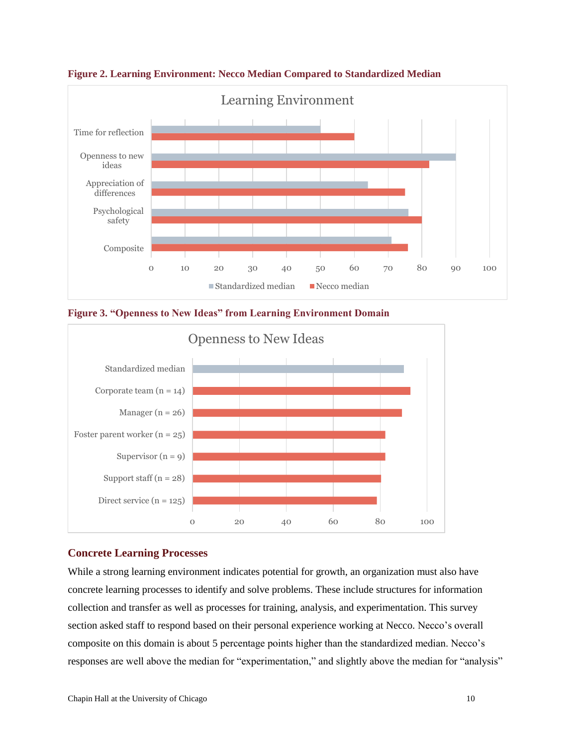**Figure 2. Learning Environment: Necco Median Compared to Standardized Median**

**Figure 3. "Openness to New Ideas" from Learning Environment Domain**

## Concrete Learning Processes

While a strong learning environment indicates potential for growth, an organization must also have concrete learning processes to identify and solve problems. These include structures for information collection and transfer as well as processes for training, analysis, and experimentation. This survey section asked staff to respond based on their personal experience working at Necco. Necco's overall composite on this domain is about 5 percentage points higher than the standardized median. Necco's responses are well above the median for "experimentation," and slightly above the median for "analysis"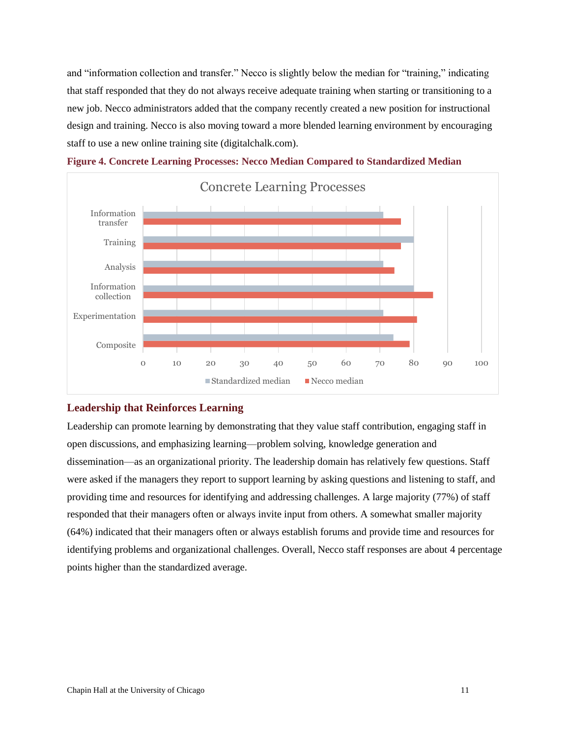and "information collection and transfer." Necco is slightly below the median for "training," indicating that staff responded that they do not always receive adequate training when starting or transitioning to a new job. Necco administrators added that the company recently created a new position for instructional design and training. Necco is also moving toward a more blended learning environment by encouraging staff to use a new online training site (digitalchalk.com).

**Figure 4. Concrete Learning Processes: Necco Median Compared to Standardized Median**

## Leadership that Reinforces Learning

Leadership can promote learning by demonstrating that they value staff contribution, engaging staff in open discussions, and emphasizing learning—problem solving, knowledge generation and dissemination—as an organizational priority. The leadership domain has relatively few questions. Staff were asked if the managers they report to support learning by asking questions and listening to staff, and providing time and resources for identifying and addressing challenges. A large majority (77%) of staff responded that their managers often or always invite input from others. A somewhat smaller majority (64%) indicated that their managers often or always establish forums and provide time and resources for identifying problems and organizational challenges. Overall, Necco staff responses are about 4 percentage points higher than the standardized average.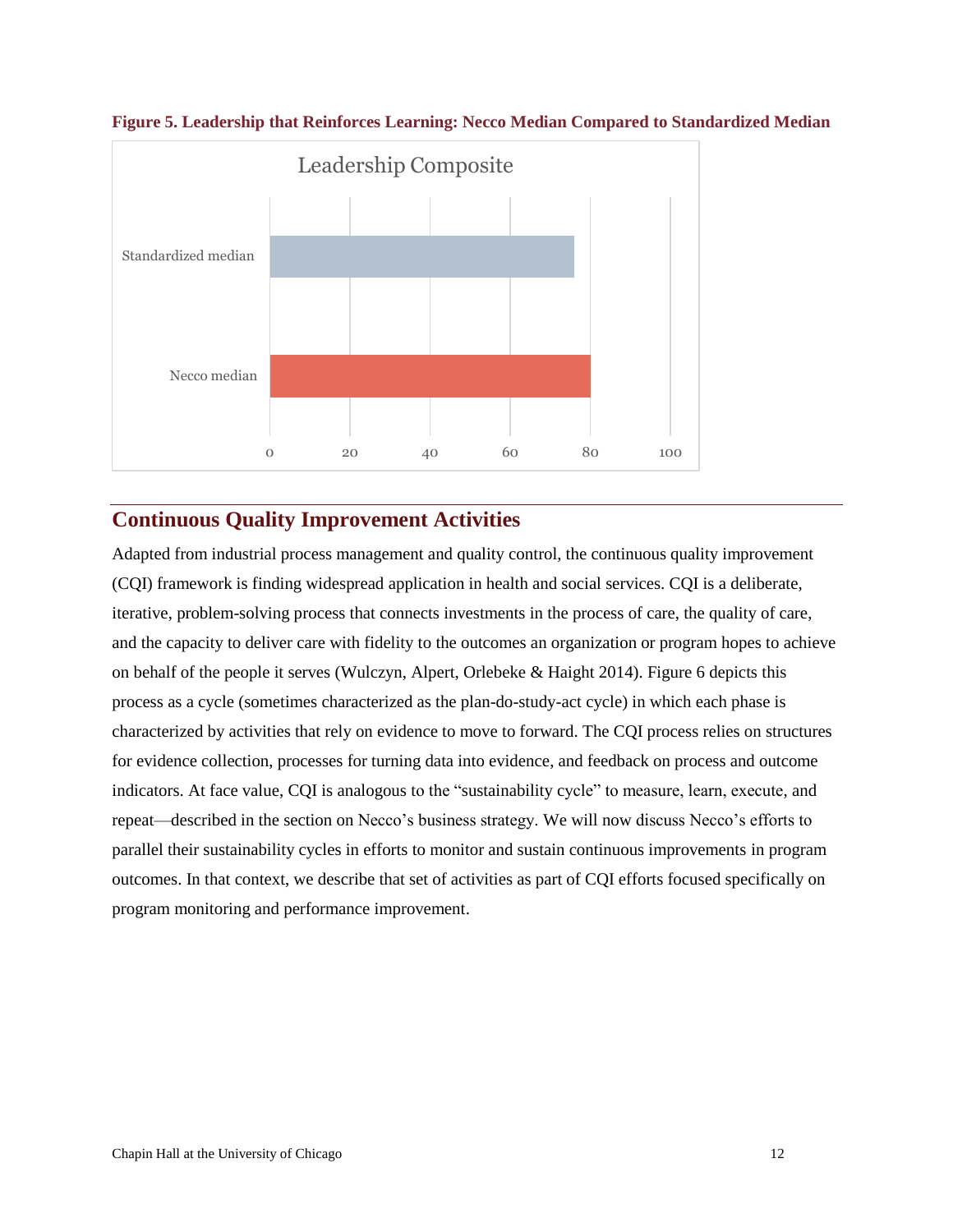**Figure 5. Leadership that Reinforces Learning: Necco Median Compared to Standardized Median**

## Continuous Quality Improvement Activities

Adapted from industrial process management and quality control, the continuous quality improvement (CQI) framework is finding widespread application in health and social services. CQI is a deliberate, iterative, problem-solving process that connects investments in the process of care, the quality of care, and the capacity to deliver care with fidelity to the outcomes an organization or program hopes to achieve on behalf of the people it serves (Wulczyn, Alpert, Orlebeke & Haight 2014). Figure 6 depicts this process as a cycle (sometimes characterized as the plan-do-study-act cycle) in which each phase is characterized by activities that rely on evidence to move to forward. The CQI process relies on structures for evidence collection, processes for turning data into evidence, and feedback on process and outcome indicators. At face value, CQI is analogous to the "sustainability cycle" to measure, learn, execute, and repeat—described in the section on Necco's business strategy. We will now discuss Necco's efforts to parallel their sustainability cycles in efforts to monitor and sustain continuous improvements in program outcomes. In that context, we describe that set of activities as part of CQI efforts focused specifically on program monitoring and performance improvement.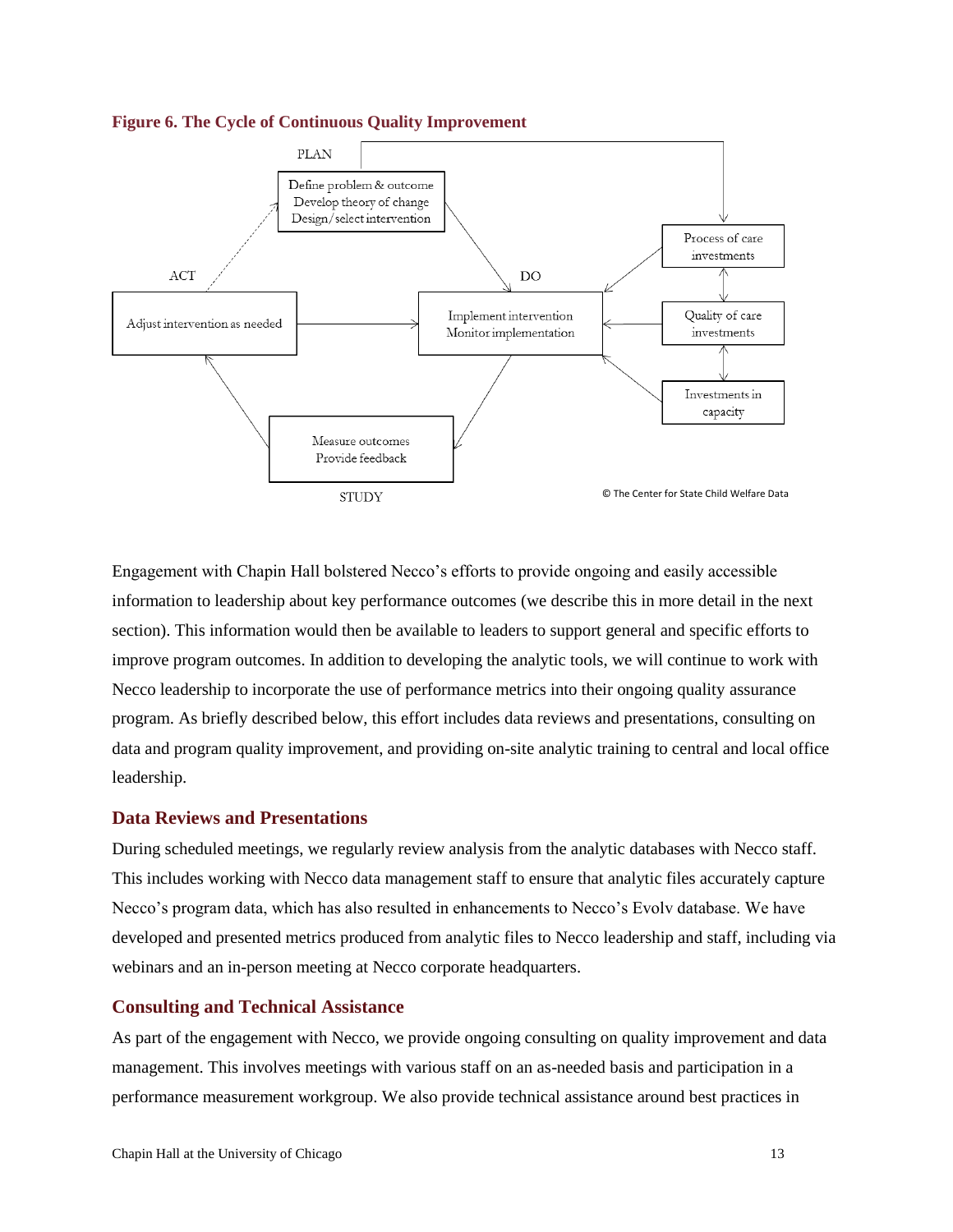**Figure 6. The Cycle of Continuous Quality Improvement**

PLAN

Define problem & outcome
Develop theory of change
Design/select intervention

DO

Implement intervention
Monitor implementation

STUDY

Measure outcomes
Provide feedback

ACT

Adjust intervention as needed

Process of care investments

Quality of care investments

Investments in capacity

© The Center for State Child Welfare Data

Engagement with Chapin Hall bolstered Necco's efforts to provide ongoing and easily accessible information to leadership about key performance outcomes (we describe this in more detail in the next section). This information would then be available to leaders to support general and specific efforts to improve program outcomes. In addition to developing the analytic tools, we will continue to work with Necco leadership to incorporate the use of performance metrics into their ongoing quality assurance program. As briefly described below, this effort includes data reviews and presentations, consulting on data and program quality improvement, and providing on-site analytic training to central and local office leadership.

## Data Reviews and Presentations

During scheduled meetings, we regularly review analysis from the analytic databases with Necco staff. This includes working with Necco data management staff to ensure that analytic files accurately capture Necco's program data, which has also resulted in enhancements to Necco's Evolv database. We have developed and presented metrics produced from analytic files to Necco leadership and staff, including via webinars and an in-person meeting at Necco corporate headquarters.

## Consulting and Technical Assistance

As part of the engagement with Necco, we provide ongoing consulting on quality improvement and data management. This involves meetings with various staff on an as-needed basis and participation in a performance measurement workgroup. We also provide technical assistance around best practices in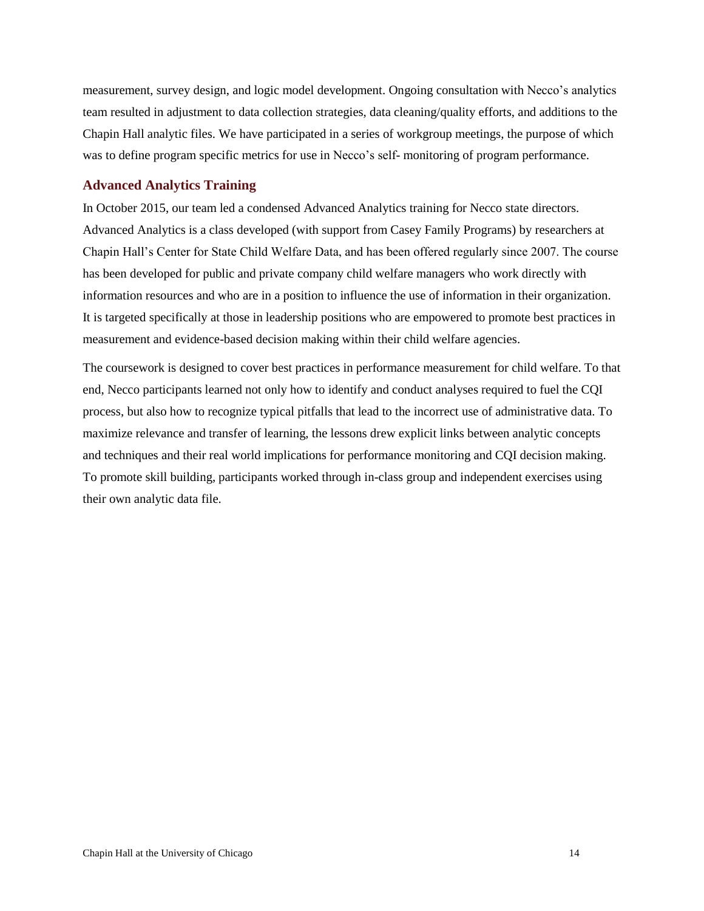measurement, survey design, and logic model development. Ongoing consultation with Necco's analytics team resulted in adjustment to data collection strategies, data cleaning/quality efforts, and additions to the Chapin Hall analytic files. We have participated in a series of workgroup meetings, the purpose of which was to define program specific metrics for use in Necco's self- monitoring of program performance.

### Advanced Analytics Training

In October 2015, our team led a condensed Advanced Analytics training for Necco state directors. Advanced Analytics is a class developed (with support from Casey Family Programs) by researchers at Chapin Hall's Center for State Child Welfare Data, and has been offered regularly since 2007. The course has been developed for public and private company child welfare managers who work directly with information resources and who are in a position to influence the use of information in their organization. It is targeted specifically at those in leadership positions who are empowered to promote best practices in measurement and evidence-based decision making within their child welfare agencies.

The coursework is designed to cover best practices in performance measurement for child welfare. To that end, Necco participants learned not only how to identify and conduct analyses required to fuel the CQI process, but also how to recognize typical pitfalls that lead to the incorrect use of administrative data. To maximize relevance and transfer of learning, the lessons drew explicit links between analytic concepts and techniques and their real world implications for performance monitoring and CQI decision making. To promote skill building, participants worked through in-class group and independent exercises using their own analytic data file.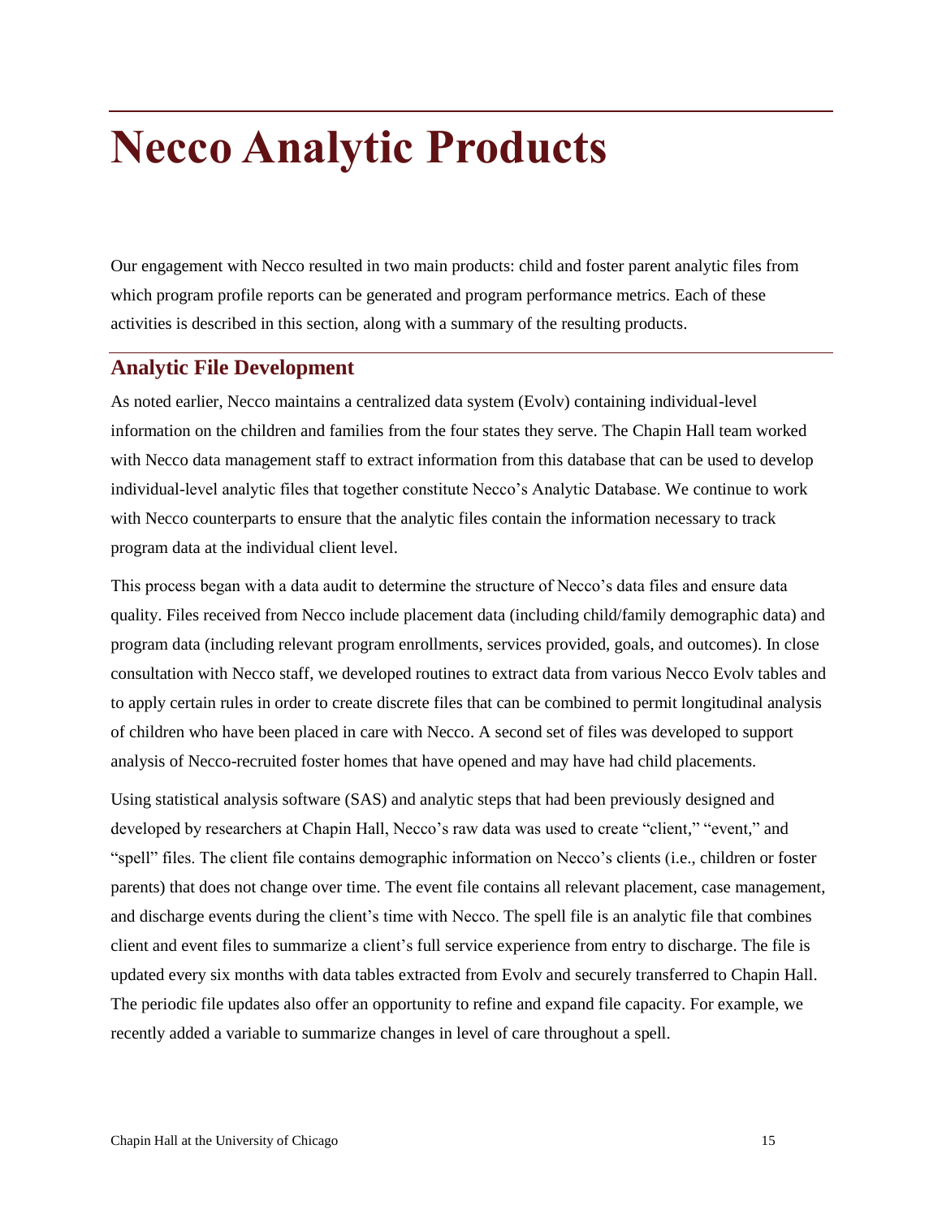# Necco Analytic Products

Our engagement with Necco resulted in two main products: child and foster parent analytic files from which program profile reports can be generated and program performance metrics. Each of these activities is described in this section, along with a summary of the resulting products.

## Analytic File Development

As noted earlier, Necco maintains a centralized data system (Evolv) containing individual-level information on the children and families from the four states they serve. The Chapin Hall team worked with Necco data management staff to extract information from this database that can be used to develop individual-level analytic files that together constitute Necco's Analytic Database. We continue to work with Necco counterparts to ensure that the analytic files contain the information necessary to track program data at the individual client level.

This process began with a data audit to determine the structure of Necco's data files and ensure data quality. Files received from Necco include placement data (including child/family demographic data) and program data (including relevant program enrollments, services provided, goals, and outcomes). In close consultation with Necco staff, we developed routines to extract data from various Necco Evolv tables and to apply certain rules in order to create discrete files that can be combined to permit longitudinal analysis of children who have been placed in care with Necco. A second set of files was developed to support analysis of Necco-recruited foster homes that have opened and may have had child placements.

Using statistical analysis software (SAS) and analytic steps that had been previously designed and developed by researchers at Chapin Hall, Necco's raw data was used to create "client," "event," and "spell" files. The client file contains demographic information on Necco's clients (i.e., children or foster parents) that does not change over time. The event file contains all relevant placement, case management, and discharge events during the client's time with Necco. The spell file is an analytic file that combines client and event files to summarize a client's full service experience from entry to discharge. The file is updated every six months with data tables extracted from Evolv and securely transferred to Chapin Hall. The periodic file updates also offer an opportunity to refine and expand file capacity. For example, we recently added a variable to summarize changes in level of care throughout a spell.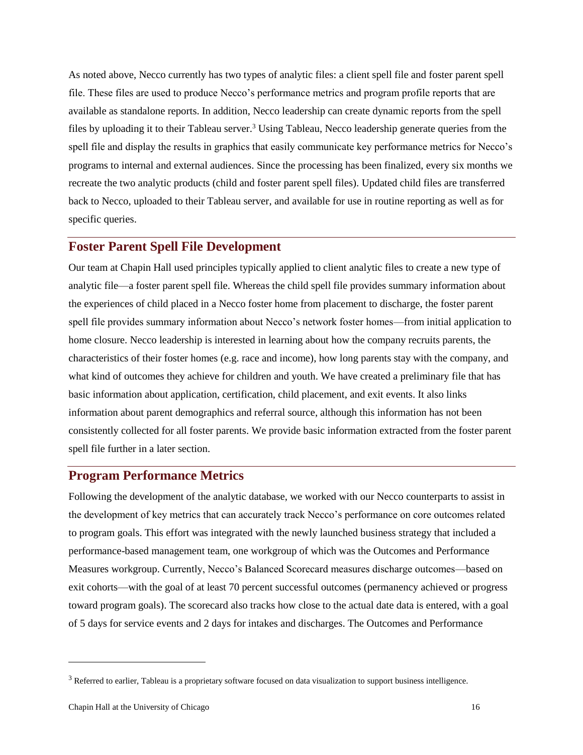As noted above, Necco currently has two types of analytic files: a client spell file and foster parent spell file. These files are used to produce Necco's performance metrics and program profile reports that are available as standalone reports. In addition, Necco leadership can create dynamic reports from the spell files by uploading it to their Tableau server.[3] Using Tableau, Necco leadership generate queries from the spell file and display the results in graphics that easily communicate key performance metrics for Necco's programs to internal and external audiences. Since the processing has been finalized, every six months we recreate the two analytic products (child and foster parent spell files). Updated child files are transferred back to Necco, uploaded to their Tableau server, and available for use in routine reporting as well as for specific queries.

## Foster Parent Spell File Development

Our team at Chapin Hall used principles typically applied to client analytic files to create a new type of analytic file—a foster parent spell file. Whereas the child spell file provides summary information about the experiences of child placed in a Necco foster home from placement to discharge, the foster parent spell file provides summary information about Necco's network foster homes—from initial application to home closure. Necco leadership is interested in learning about how the company recruits parents, the characteristics of their foster homes (e.g. race and income), how long parents stay with the company, and what kind of outcomes they achieve for children and youth. We have created a preliminary file that has basic information about application, certification, child placement, and exit events. It also links information about parent demographics and referral source, although this information has not been consistently collected for all foster parents. We provide basic information extracted from the foster parent spell file further in a later section.

## Program Performance Metrics

Following the development of the analytic database, we worked with our Necco counterparts to assist in the development of key metrics that can accurately track Necco's performance on core outcomes related to program goals. This effort was integrated with the newly launched business strategy that included a performance-based management team, one workgroup of which was the Outcomes and Performance Measures workgroup. Currently, Necco's Balanced Scorecard measures discharge outcomes—based on exit cohorts—with the goal of at least 70 percent successful outcomes (permanency achieved or progress toward program goals). The scorecard also tracks how close to the actual date data is entered, with a goal of 5 days for service events and 2 days for intakes and discharges. The Outcomes and Performance

[3] Referred to earlier, Tableau is a proprietary software focused on data visualization to support business intelligence.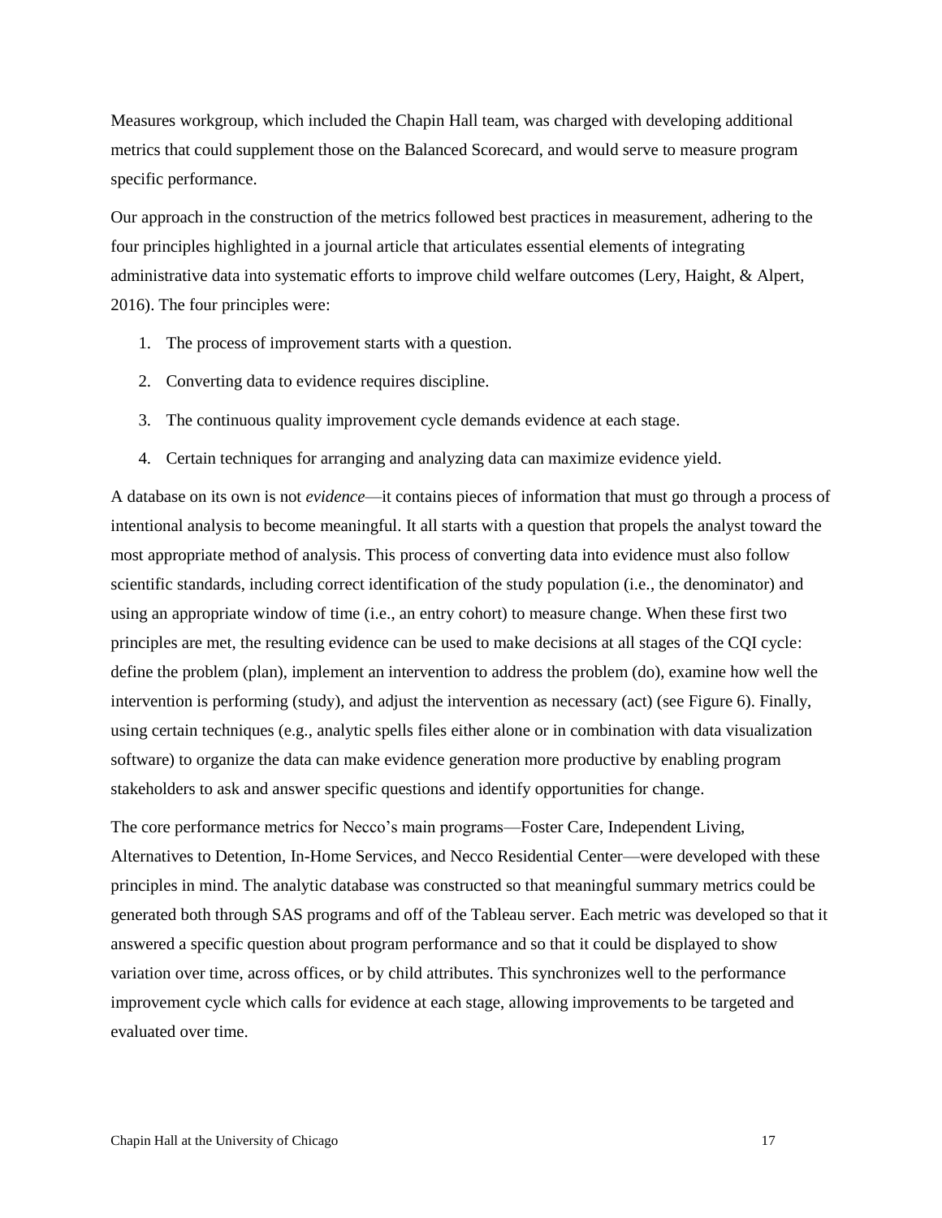Measures workgroup, which included the Chapin Hall team, was charged with developing additional metrics that could supplement those on the Balanced Scorecard, and would serve to measure program specific performance.

Our approach in the construction of the metrics followed best practices in measurement, adhering to the four principles highlighted in a journal article that articulates essential elements of integrating administrative data into systematic efforts to improve child welfare outcomes (Lery, Haight, & Alpert, 2016). The four principles were:

1. The process of improvement starts with a question.
2. Converting data to evidence requires discipline.
3. The continuous quality improvement cycle demands evidence at each stage.
4. Certain techniques for arranging and analyzing data can maximize evidence yield.

A database on its own is not *evidence*—it contains pieces of information that must go through a process of intentional analysis to become meaningful. It all starts with a question that propels the analyst toward the most appropriate method of analysis. This process of converting data into evidence must also follow scientific standards, including correct identification of the study population (i.e., the denominator) and using an appropriate window of time (i.e., an entry cohort) to measure change. When these first two principles are met, the resulting evidence can be used to make decisions at all stages of the CQI cycle: define the problem (plan), implement an intervention to address the problem (do), examine how well the intervention is performing (study), and adjust the intervention as necessary (act) (see Figure 6). Finally, using certain techniques (e.g., analytic spells files either alone or in combination with data visualization software) to organize the data can make evidence generation more productive by enabling program stakeholders to ask and answer specific questions and identify opportunities for change.

The core performance metrics for Necco's main programs—Foster Care, Independent Living, Alternatives to Detention, In-Home Services, and Necco Residential Center—were developed with these principles in mind. The analytic database was constructed so that meaningful summary metrics could be generated both through SAS programs and off of the Tableau server. Each metric was developed so that it answered a specific question about program performance and so that it could be displayed to show variation over time, across offices, or by child attributes. This synchronizes well to the performance improvement cycle which calls for evidence at each stage, allowing improvements to be targeted and evaluated over time.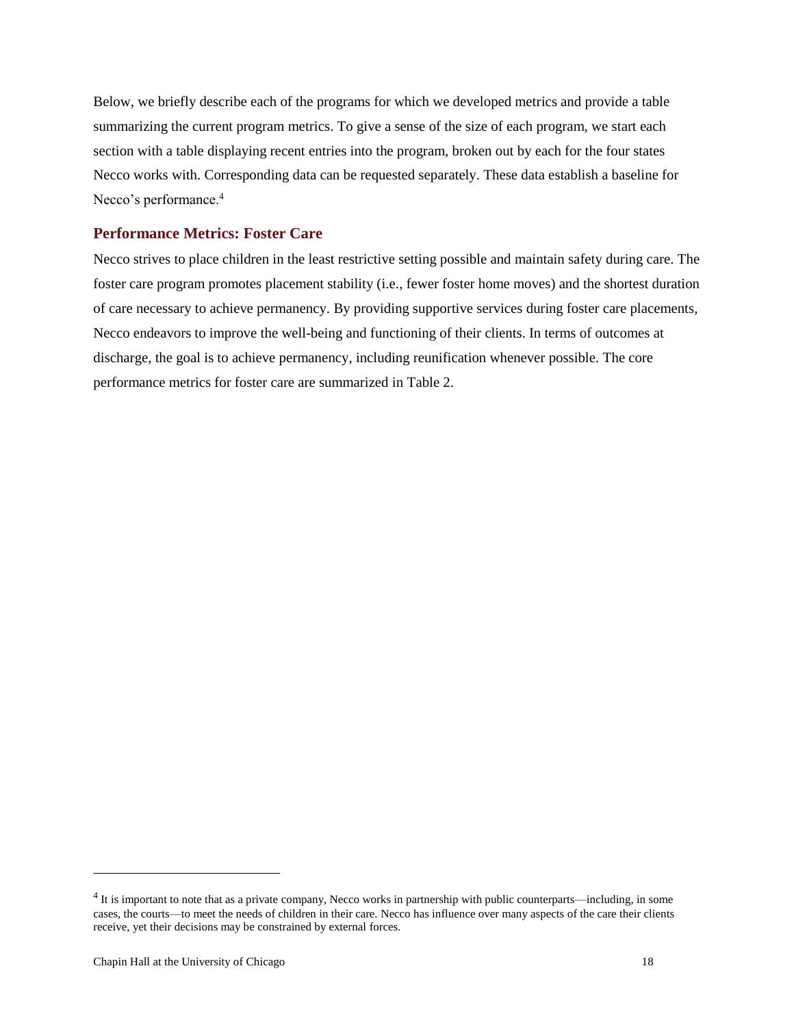Below, we briefly describe each of the programs for which we developed metrics and provide a table summarizing the current program metrics. To give a sense of the size of each program, we start each section with a table displaying recent entries into the program, broken out by each for the four states Necco works with. Corresponding data can be requested separately. These data establish a baseline for Necco's performance.[4]

## Performance Metrics: Foster Care

Necco strives to place children in the least restrictive setting possible and maintain safety during care. The foster care program promotes placement stability (i.e., fewer foster home moves) and the shortest duration of care necessary to achieve permanency. By providing supportive services during foster care placements, Necco endeavors to improve the well-being and functioning of their clients. In terms of outcomes at discharge, the goal is to achieve permanency, including reunification whenever possible. The core performance metrics for foster care are summarized in Table 2.

---

[4] It is important to note that as a private company, Necco works in partnership with public counterparts—including, in some cases, the courts—to meet the needs of children in their care. Necco has influence over many aspects of the care their clients receive, yet their decisions may be constrained by external forces.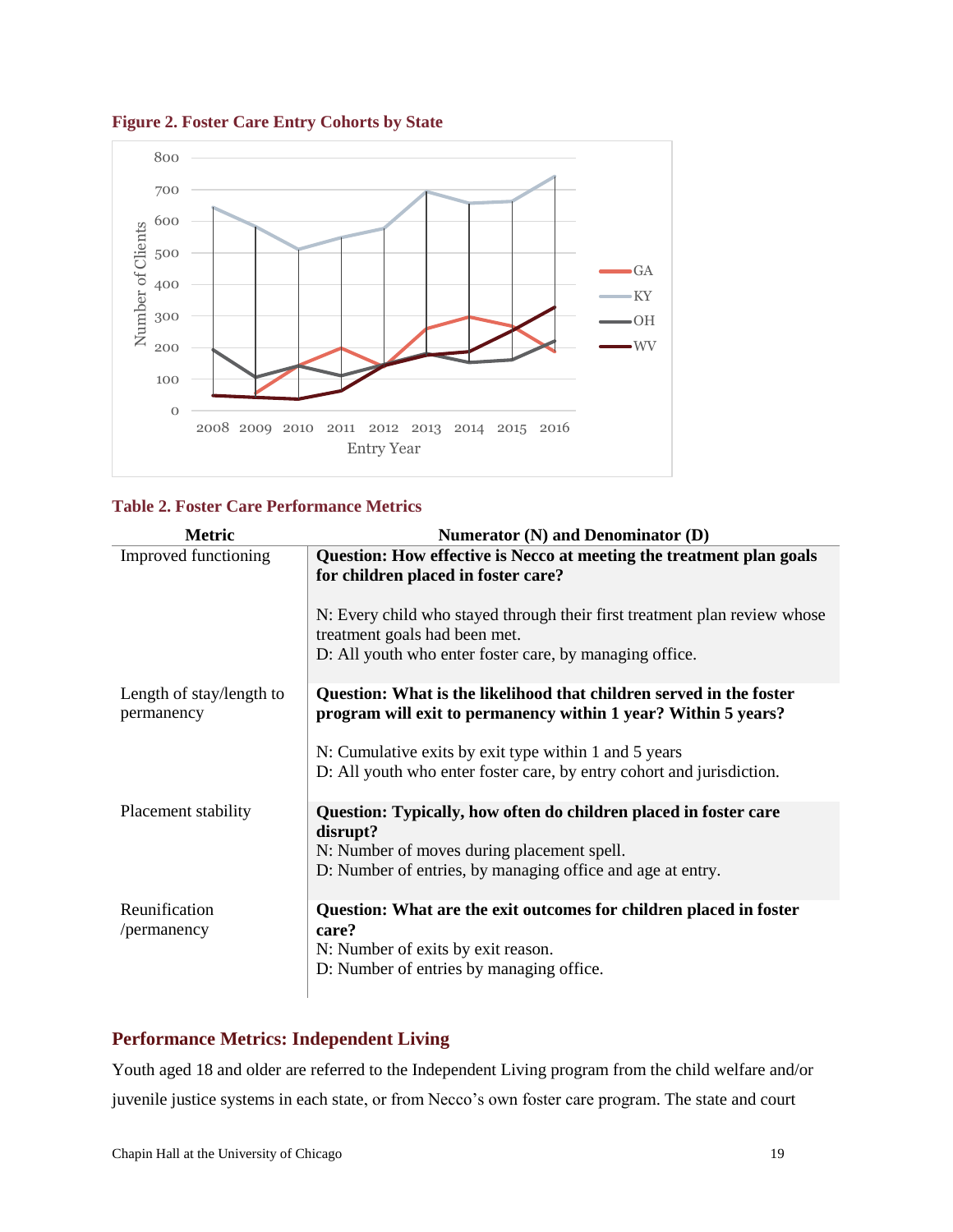**Figure 2. Foster Care Entry Cohorts by State**

**Table 2. Foster Care Performance Metrics**

| Metric | Numerator (N) and Denominator (D) |
|---|---|
| Improved functioning | **Question: How effective is Necco at meeting the treatment plan goals for children placed in foster care?**<br><br>N: Every child who stayed through their first treatment plan review whose treatment goals had been met.<br>D: All youth who enter foster care, by managing office. |
| Length of stay/length to permanency | **Question: What is the likelihood that children served in the foster program will exit to permanency within 1 year? Within 5 years?**<br><br>N: Cumulative exits by exit type within 1 and 5 years<br>D: All youth who enter foster care, by entry cohort and jurisdiction. |
| Placement stability | **Question: Typically, how often do children placed in foster care disrupt?**<br>N: Number of moves during placement spell.<br>D: Number of entries, by managing office and age at entry. |
| Reunification /permanency | **Question: What are the exit outcomes for children placed in foster care?**<br>N: Number of exits by exit reason.<br>D: Number of entries by managing office. |

## Performance Metrics: Independent Living

Youth aged 18 and older are referred to the Independent Living program from the child welfare and/or juvenile justice systems in each state, or from Necco's own foster care program. The state and court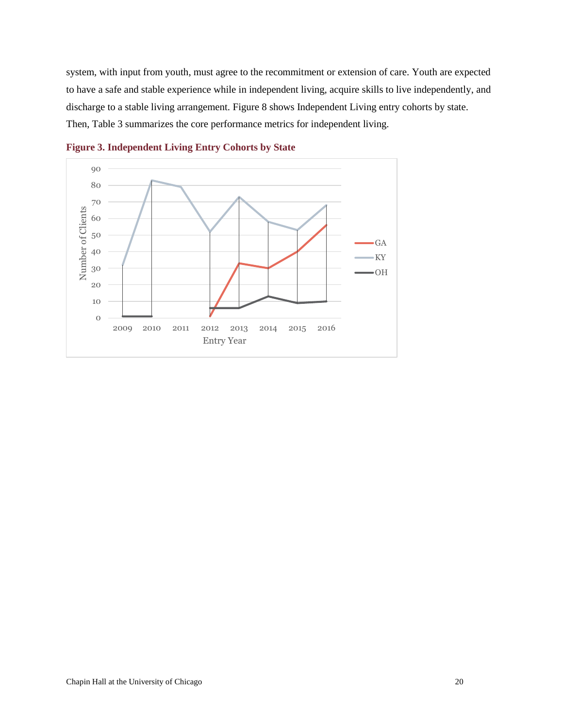system, with input from youth, must agree to the recommitment or extension of care. Youth are expected to have a safe and stable experience while in independent living, acquire skills to live independently, and discharge to a stable living arrangement. Figure 8 shows Independent Living entry cohorts by state. Then, Table 3 summarizes the core performance metrics for independent living.

**Figure 3. Independent Living Entry Cohorts by State**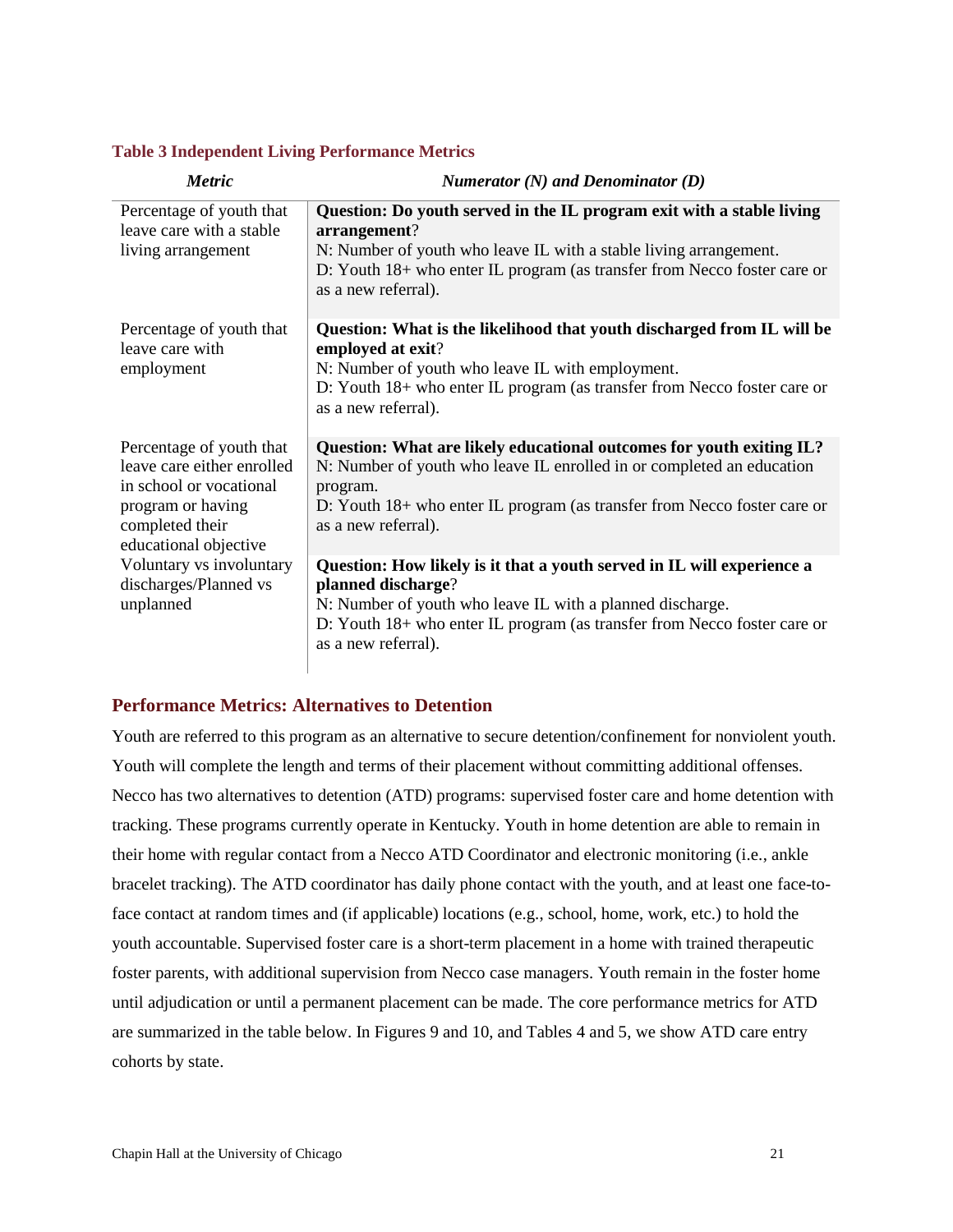**Table 3 Independent Living Performance Metrics**

| *Metric* | *Numerator (N) and Denominator (D)* |
|---|---|
| Percentage of youth that leave care with a stable living arrangement | **Question: Do youth served in the IL program exit with a stable living arrangement**?<br>N: Number of youth who leave IL with a stable living arrangement.<br>D: Youth 18+ who enter IL program (as transfer from Necco foster care or as a new referral). |
| Percentage of youth that leave care with employment | **Question: What is the likelihood that youth discharged from IL will be employed at exit**?<br>N: Number of youth who leave IL with employment.<br>D: Youth 18+ who enter IL program (as transfer from Necco foster care or as a new referral). |
| Percentage of youth that leave care either enrolled in school or vocational program or having completed their educational objective | **Question: What are likely educational outcomes for youth exiting IL?**<br>N: Number of youth who leave IL enrolled in or completed an education program.<br>D: Youth 18+ who enter IL program (as transfer from Necco foster care or as a new referral). |
| Voluntary vs involuntary discharges/Planned vs unplanned | **Question: How likely is it that a youth served in IL will experience a planned discharge**?<br>N: Number of youth who leave IL with a planned discharge.<br>D: Youth 18+ who enter IL program (as transfer from Necco foster care or as a new referral). |

## Performance Metrics: Alternatives to Detention

Youth are referred to this program as an alternative to secure detention/confinement for nonviolent youth. Youth will complete the length and terms of their placement without committing additional offenses. Necco has two alternatives to detention (ATD) programs: supervised foster care and home detention with tracking. These programs currently operate in Kentucky. Youth in home detention are able to remain in their home with regular contact from a Necco ATD Coordinator and electronic monitoring (i.e., ankle bracelet tracking). The ATD coordinator has daily phone contact with the youth, and at least one face-to-face contact at random times and (if applicable) locations (e.g., school, home, work, etc.) to hold the youth accountable. Supervised foster care is a short-term placement in a home with trained therapeutic foster parents, with additional supervision from Necco case managers. Youth remain in the foster home until adjudication or until a permanent placement can be made. The core performance metrics for ATD are summarized in the table below. In Figures 9 and 10, and Tables 4 and 5, we show ATD care entry cohorts by state.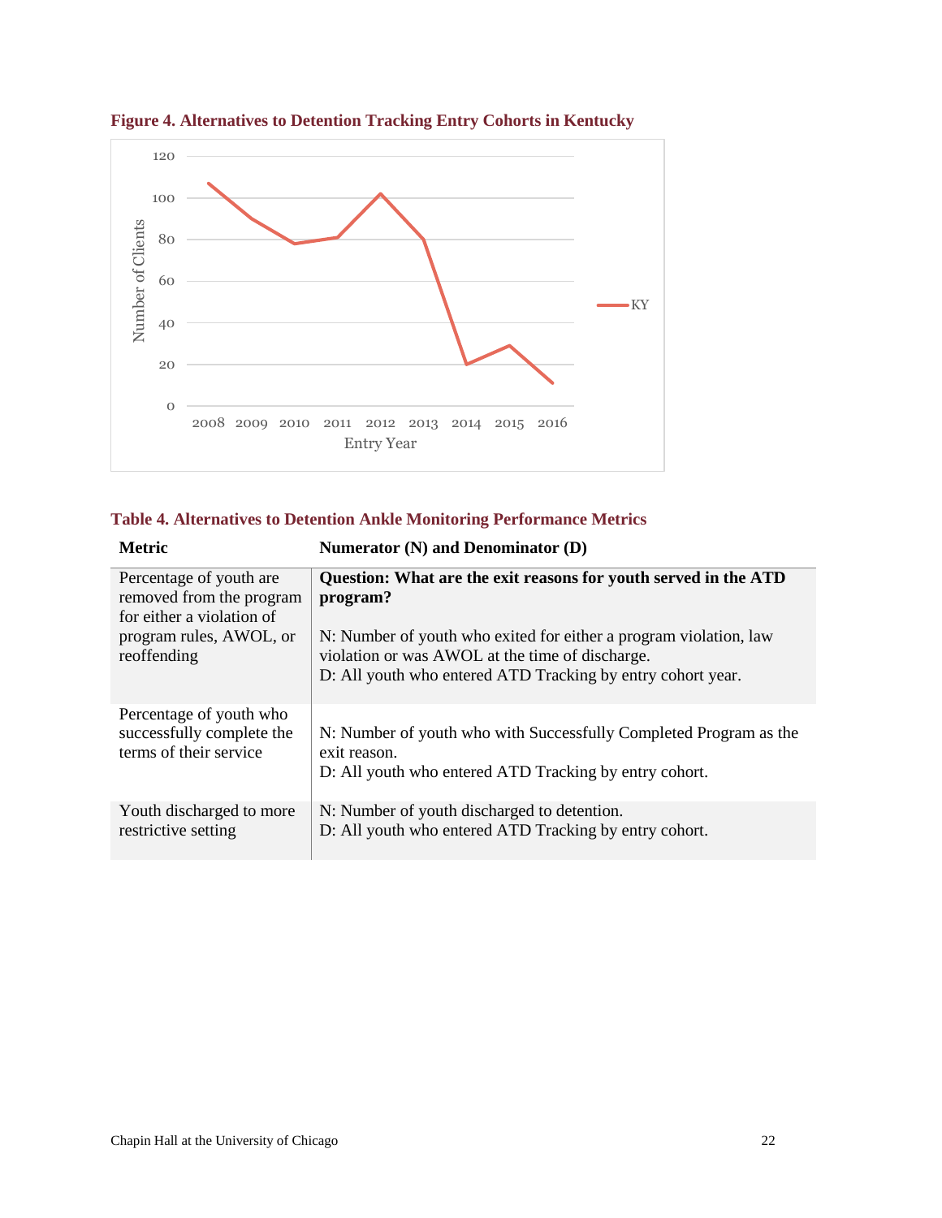**Figure 4. Alternatives to Detention Tracking Entry Cohorts in Kentucky**

**Table 4. Alternatives to Detention Ankle Monitoring Performance Metrics**

| Metric | Numerator (N) and Denominator (D) |
|---|---|
| Percentage of youth are removed from the program for either a violation of program rules, AWOL, or reoffending | **Question: What are the exit reasons for youth served in the ATD program?**<br><br>N: Number of youth who exited for either a program violation, law violation or was AWOL at the time of discharge.<br>D: All youth who entered ATD Tracking by entry cohort year. |
| Percentage of youth who successfully complete the terms of their service | N: Number of youth who with Successfully Completed Program as the exit reason.<br>D: All youth who entered ATD Tracking by entry cohort. |
| Youth discharged to more restrictive setting | N: Number of youth discharged to detention.<br>D: All youth who entered ATD Tracking by entry cohort. |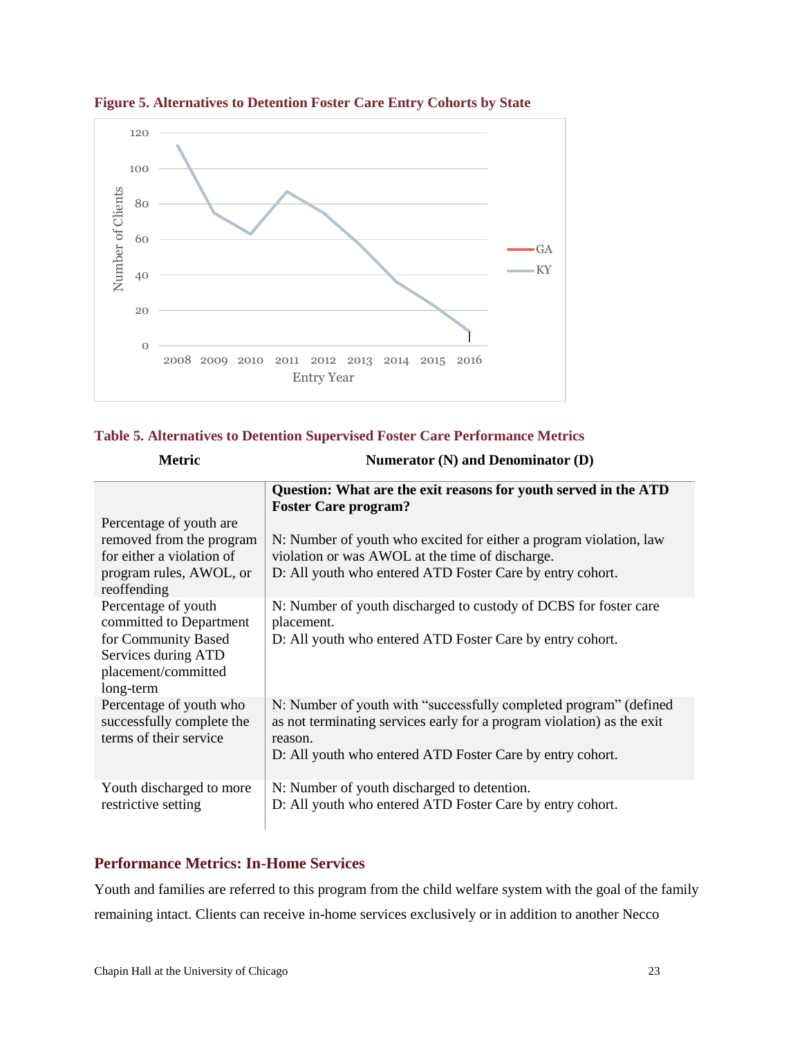**Figure 5. Alternatives to Detention Foster Care Entry Cohorts by State**

**Table 5. Alternatives to Detention Supervised Foster Care Performance Metrics**

| Metric | Numerator (N) and Denominator (D) |
|---|---|
| Percentage of youth are removed from the program for either a violation of program rules, AWOL, or reoffending | **Question: What are the exit reasons for youth served in the ATD Foster Care program?**<br><br>N: Number of youth who excited for either a program violation, law violation or was AWOL at the time of discharge.<br>D: All youth who entered ATD Foster Care by entry cohort. |
| Percentage of youth committed to Department for Community Based Services during ATD placement/committed long-term | N: Number of youth discharged to custody of DCBS for foster care placement.<br>D: All youth who entered ATD Foster Care by entry cohort. |
| Percentage of youth who successfully complete the terms of their service | N: Number of youth with "successfully completed program" (defined as not terminating services early for a program violation) as the exit reason.<br>D: All youth who entered ATD Foster Care by entry cohort. |
| Youth discharged to more restrictive setting | N: Number of youth discharged to detention.<br>D: All youth who entered ATD Foster Care by entry cohort. |

## Performance Metrics: In-Home Services

Youth and families are referred to this program from the child welfare system with the goal of the family remaining intact. Clients can receive in-home services exclusively or in addition to another Necco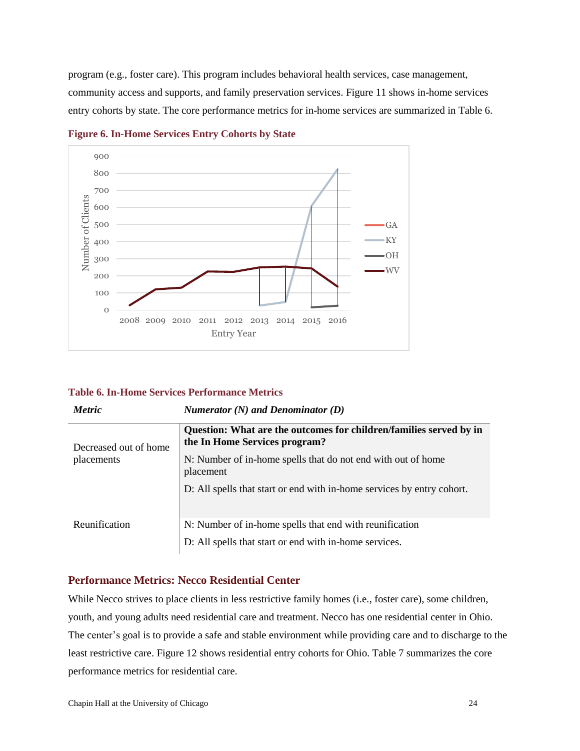program (e.g., foster care). This program includes behavioral health services, case management, community access and supports, and family preservation services. Figure 11 shows in-home services entry cohorts by state. The core performance metrics for in-home services are summarized in Table 6.

**Figure 6. In-Home Services Entry Cohorts by State**

**Table 6. In-Home Services Performance Metrics**

| *Metric* | *Numerator (N) and Denominator (D)* |
|---|---|
| Decreased out of home placements | **Question: What are the outcomes for children/families served by in the In Home Services program?**<br>N: Number of in-home spells that do not end with out of home placement<br>D: All spells that start or end with in-home services by entry cohort. |
| Reunification | N: Number of in-home spells that end with reunification<br>D: All spells that start or end with in-home services. |

## Performance Metrics: Necco Residential Center

While Necco strives to place clients in less restrictive family homes (i.e., foster care), some children, youth, and young adults need residential care and treatment. Necco has one residential center in Ohio. The center's goal is to provide a safe and stable environment while providing care and to discharge to the least restrictive care. Figure 12 shows residential entry cohorts for Ohio. Table 7 summarizes the core performance metrics for residential care.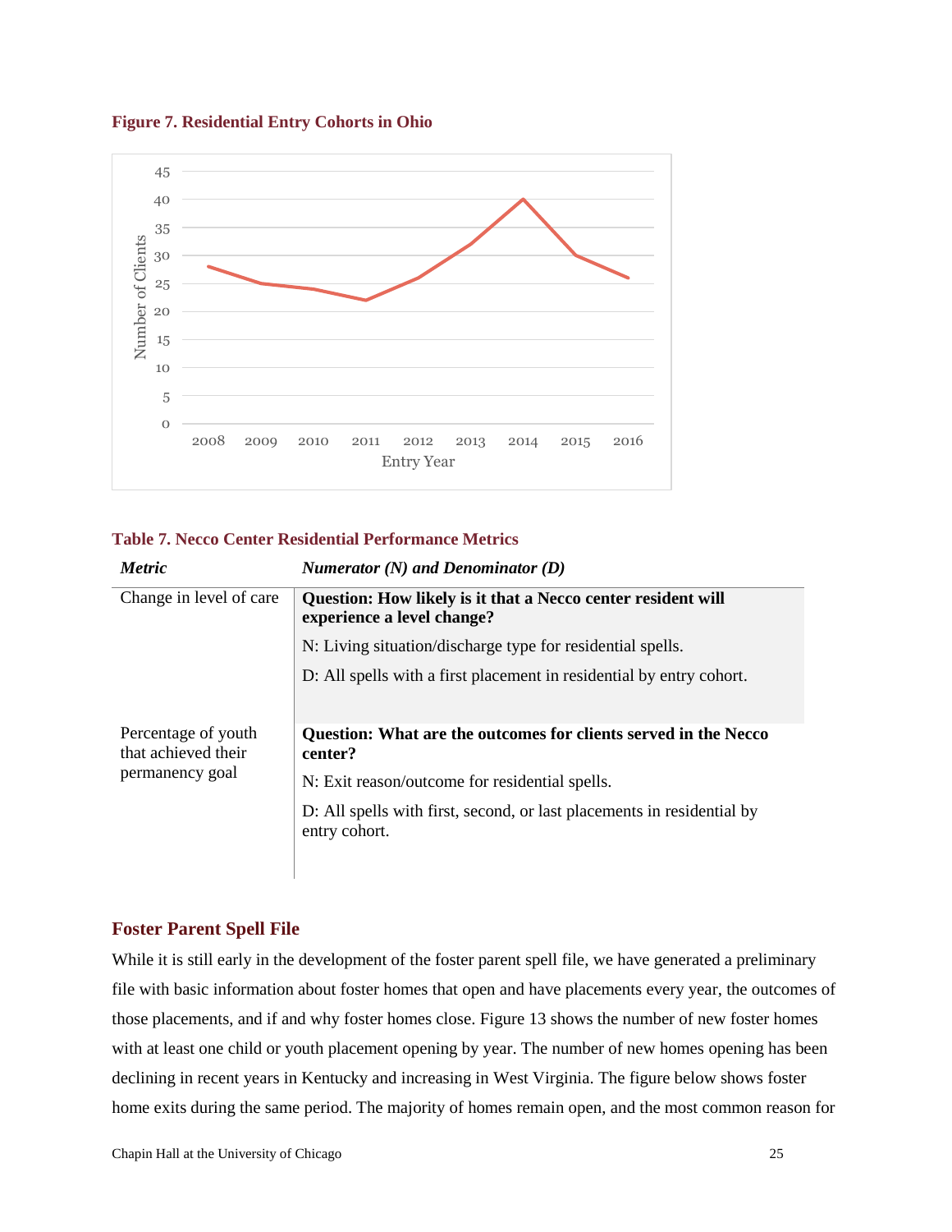**Figure 7. Residential Entry Cohorts in Ohio**

**Table 7. Necco Center Residential Performance Metrics**

| *Metric* | *Numerator (N) and Denominator (D)* |
|---|---|
| Change in level of care | **Question: How likely is it that a Necco center resident will experience a level change?**<br>N: Living situation/discharge type for residential spells.<br>D: All spells with a first placement in residential by entry cohort. |
| Percentage of youth that achieved their permanency goal | **Question: What are the outcomes for clients served in the Necco center?**<br>N: Exit reason/outcome for residential spells.<br>D: All spells with first, second, or last placements in residential by entry cohort. |

## Foster Parent Spell File

While it is still early in the development of the foster parent spell file, we have generated a preliminary file with basic information about foster homes that open and have placements every year, the outcomes of those placements, and if and why foster homes close. Figure 13 shows the number of new foster homes with at least one child or youth placement opening by year. The number of new homes opening has been declining in recent years in Kentucky and increasing in West Virginia. The figure below shows foster home exits during the same period. The majority of homes remain open, and the most common reason for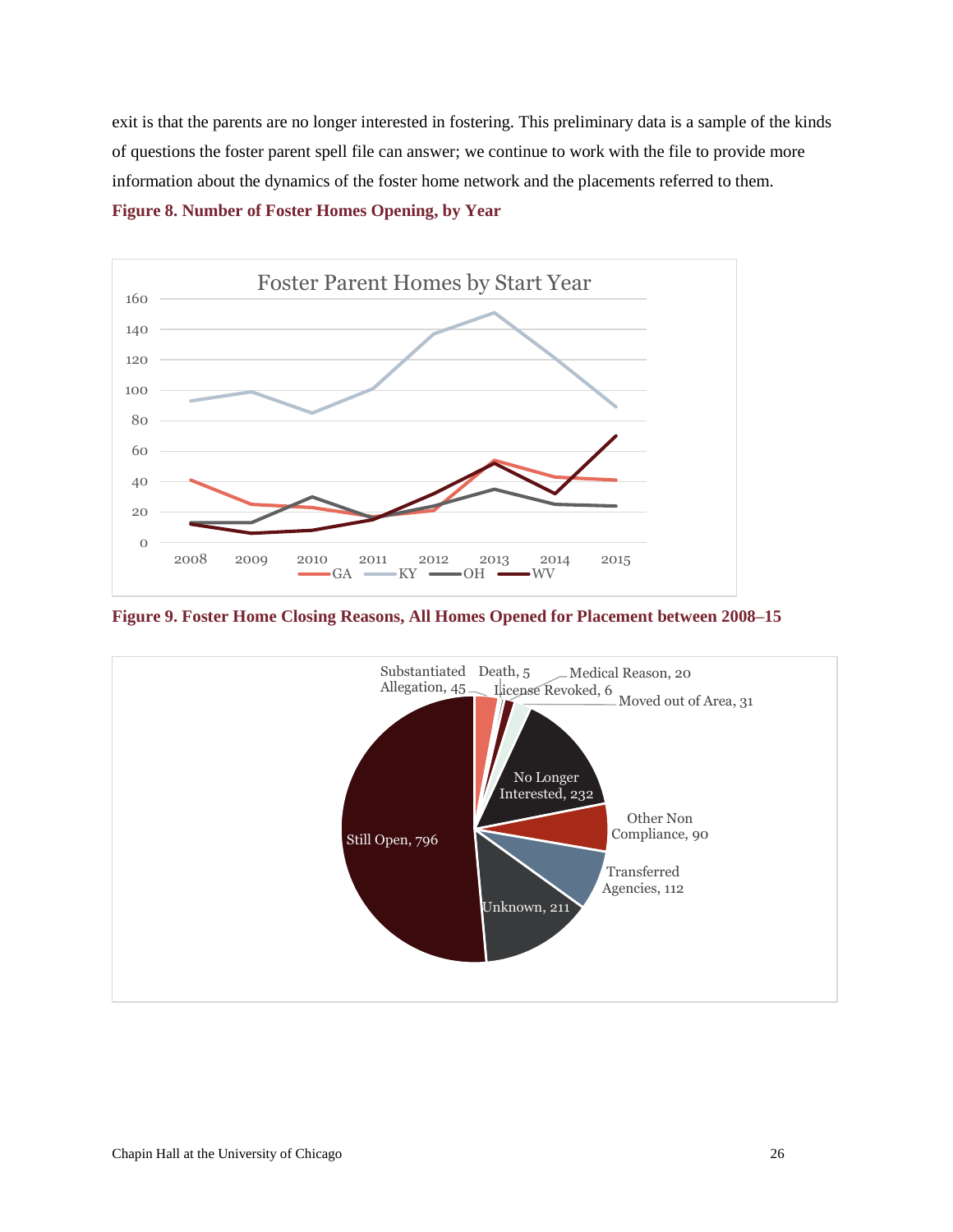exit is that the parents are no longer interested in fostering. This preliminary data is a sample of the kinds of questions the foster parent spell file can answer; we continue to work with the file to provide more information about the dynamics of the foster home network and the placements referred to them.

**Figure 8. Number of Foster Homes Opening, by Year**

**Figure 9. Foster Home Closing Reasons, All Homes Opened for Placement between 2008–15**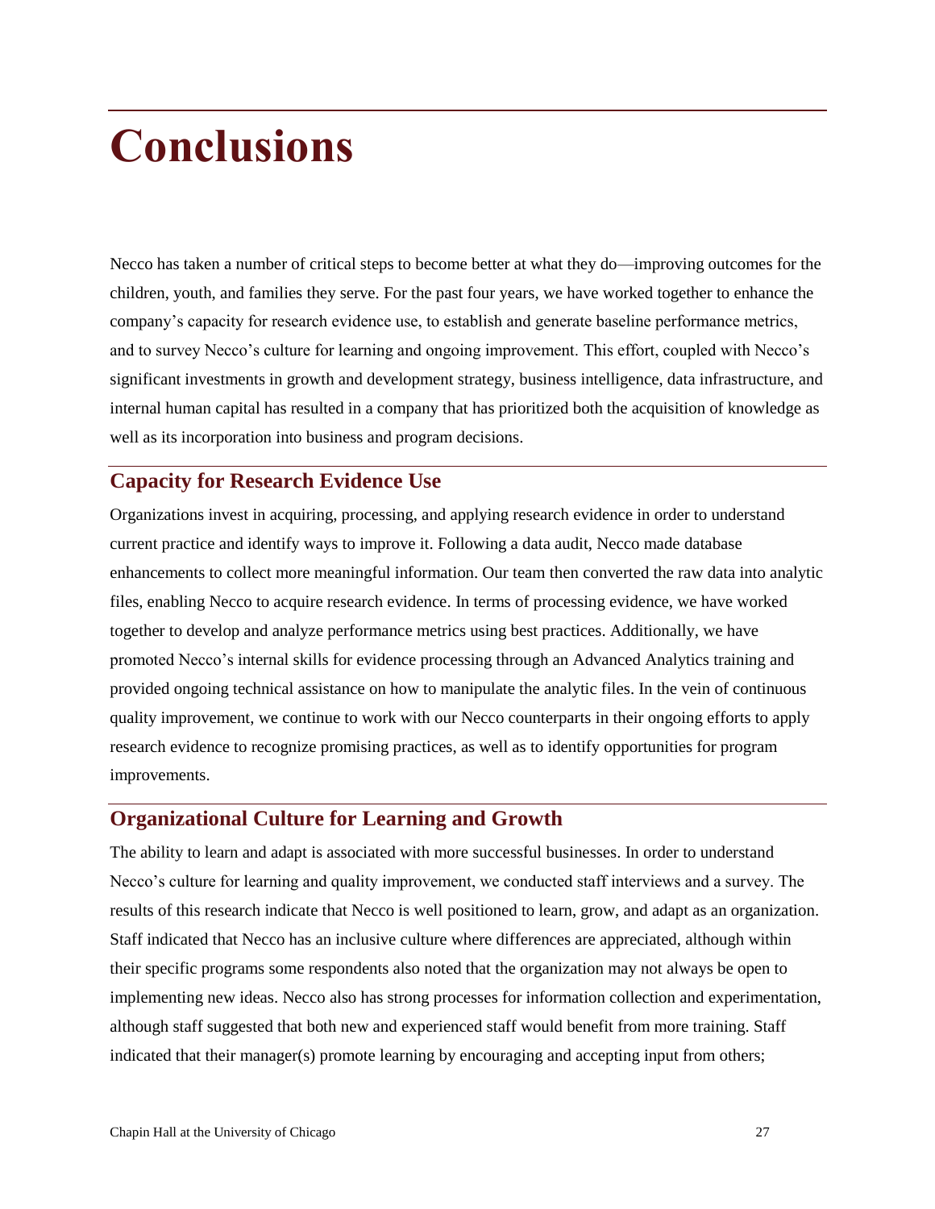# Conclusions

Necco has taken a number of critical steps to become better at what they do—improving outcomes for the children, youth, and families they serve. For the past four years, we have worked together to enhance the company's capacity for research evidence use, to establish and generate baseline performance metrics, and to survey Necco's culture for learning and ongoing improvement. This effort, coupled with Necco's significant investments in growth and development strategy, business intelligence, data infrastructure, and internal human capital has resulted in a company that has prioritized both the acquisition of knowledge as well as its incorporation into business and program decisions.

## Capacity for Research Evidence Use

Organizations invest in acquiring, processing, and applying research evidence in order to understand current practice and identify ways to improve it. Following a data audit, Necco made database enhancements to collect more meaningful information. Our team then converted the raw data into analytic files, enabling Necco to acquire research evidence. In terms of processing evidence, we have worked together to develop and analyze performance metrics using best practices. Additionally, we have promoted Necco's internal skills for evidence processing through an Advanced Analytics training and provided ongoing technical assistance on how to manipulate the analytic files. In the vein of continuous quality improvement, we continue to work with our Necco counterparts in their ongoing efforts to apply research evidence to recognize promising practices, as well as to identify opportunities for program improvements.

## Organizational Culture for Learning and Growth

The ability to learn and adapt is associated with more successful businesses. In order to understand Necco's culture for learning and quality improvement, we conducted staff interviews and a survey. The results of this research indicate that Necco is well positioned to learn, grow, and adapt as an organization. Staff indicated that Necco has an inclusive culture where differences are appreciated, although within their specific programs some respondents also noted that the organization may not always be open to implementing new ideas. Necco also has strong processes for information collection and experimentation, although staff suggested that both new and experienced staff would benefit from more training. Staff indicated that their manager(s) promote learning by encouraging and accepting input from others;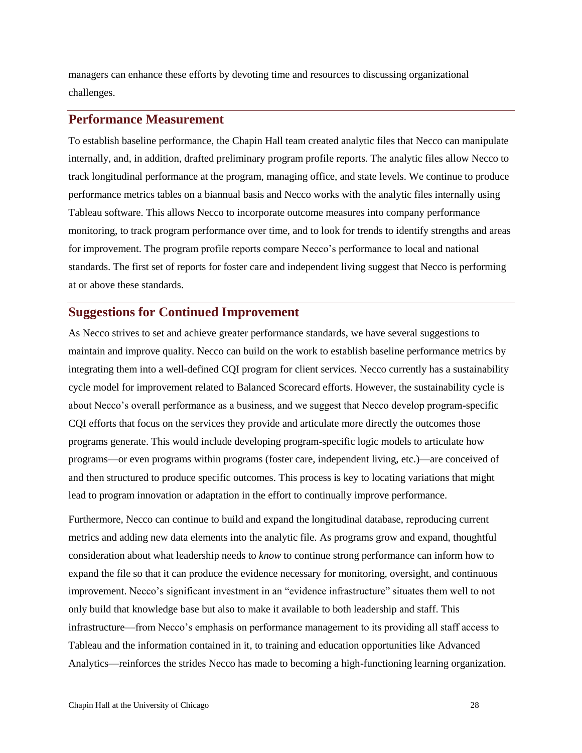managers can enhance these efforts by devoting time and resources to discussing organizational challenges.

## Performance Measurement

To establish baseline performance, the Chapin Hall team created analytic files that Necco can manipulate internally, and, in addition, drafted preliminary program profile reports. The analytic files allow Necco to track longitudinal performance at the program, managing office, and state levels. We continue to produce performance metrics tables on a biannual basis and Necco works with the analytic files internally using Tableau software. This allows Necco to incorporate outcome measures into company performance monitoring, to track program performance over time, and to look for trends to identify strengths and areas for improvement. The program profile reports compare Necco's performance to local and national standards. The first set of reports for foster care and independent living suggest that Necco is performing at or above these standards.

## Suggestions for Continued Improvement

As Necco strives to set and achieve greater performance standards, we have several suggestions to maintain and improve quality. Necco can build on the work to establish baseline performance metrics by integrating them into a well-defined CQI program for client services. Necco currently has a sustainability cycle model for improvement related to Balanced Scorecard efforts. However, the sustainability cycle is about Necco's overall performance as a business, and we suggest that Necco develop program-specific CQI efforts that focus on the services they provide and articulate more directly the outcomes those programs generate. This would include developing program-specific logic models to articulate how programs—or even programs within programs (foster care, independent living, etc.)—are conceived of and then structured to produce specific outcomes. This process is key to locating variations that might lead to program innovation or adaptation in the effort to continually improve performance.

Furthermore, Necco can continue to build and expand the longitudinal database, reproducing current metrics and adding new data elements into the analytic file. As programs grow and expand, thoughtful consideration about what leadership needs to *know* to continue strong performance can inform how to expand the file so that it can produce the evidence necessary for monitoring, oversight, and continuous improvement. Necco's significant investment in an "evidence infrastructure" situates them well to not only build that knowledge base but also to make it available to both leadership and staff. This infrastructure—from Necco's emphasis on performance management to its providing all staff access to Tableau and the information contained in it, to training and education opportunities like Advanced Analytics—reinforces the strides Necco has made to becoming a high-functioning learning organization.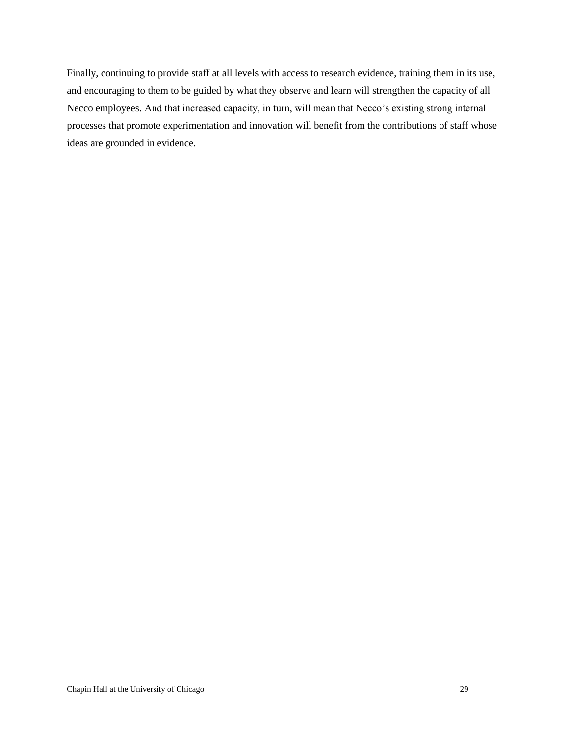Finally, continuing to provide staff at all levels with access to research evidence, training them in its use, and encouraging to them to be guided by what they observe and learn will strengthen the capacity of all Necco employees. And that increased capacity, in turn, will mean that Necco's existing strong internal processes that promote experimentation and innovation will benefit from the contributions of staff whose ideas are grounded in evidence.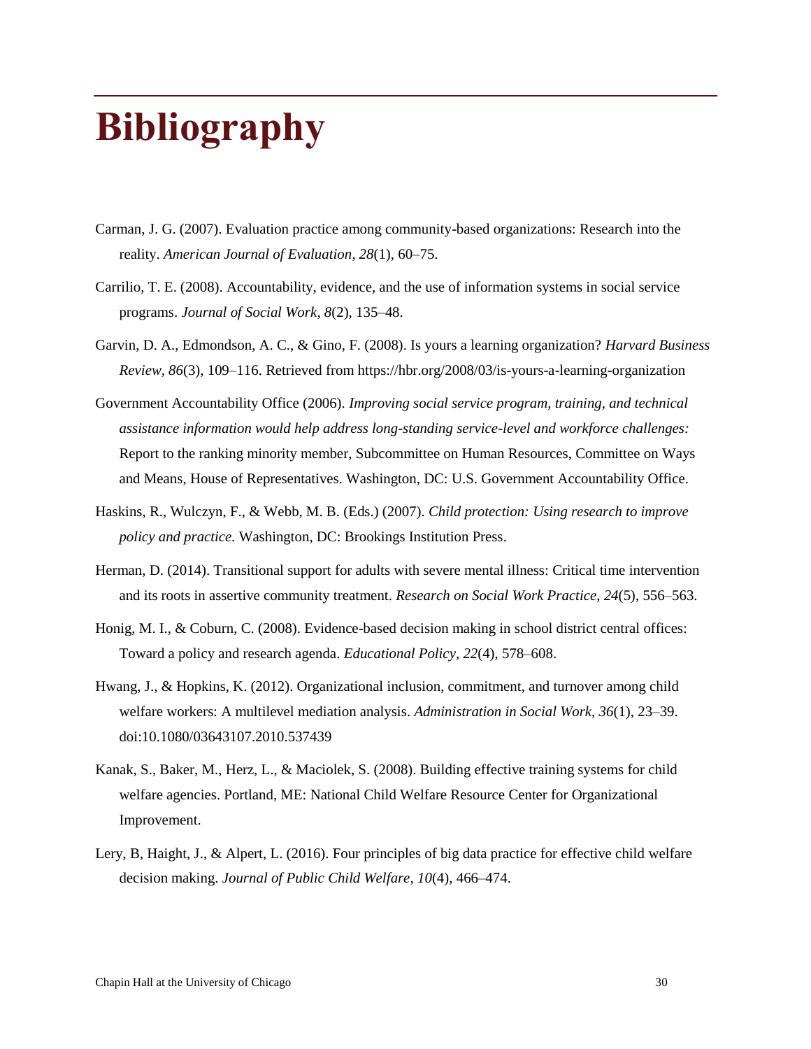# Bibliography

Carman, J. G. (2007). Evaluation practice among community-based organizations: Research into the reality. *American Journal of Evaluation, 28*(1), 60–75.

Carrilio, T. E. (2008). Accountability, evidence, and the use of information systems in social service programs. *Journal of Social Work, 8*(2), 135–48.

Garvin, D. A., Edmondson, A. C., & Gino, F. (2008). Is yours a learning organization? *Harvard Business Review, 86*(3), 109–116. Retrieved from https://hbr.org/2008/03/is-yours-a-learning-organization

Government Accountability Office (2006). *Improving social service program, training, and technical assistance information would help address long-standing service-level and workforce challenges:* Report to the ranking minority member, Subcommittee on Human Resources, Committee on Ways and Means, House of Representatives. Washington, DC: U.S. Government Accountability Office.

Haskins, R., Wulczyn, F., & Webb, M. B. (Eds.) (2007). *Child protection: Using research to improve policy and practice.* Washington, DC: Brookings Institution Press.

Herman, D. (2014). Transitional support for adults with severe mental illness: Critical time intervention and its roots in assertive community treatment. *Research on Social Work Practice, 24*(5), 556–563.

Honig, M. I., & Coburn, C. (2008). Evidence-based decision making in school district central offices: Toward a policy and research agenda. *Educational Policy, 22*(4), 578–608.

Hwang, J., & Hopkins, K. (2012). Organizational inclusion, commitment, and turnover among child welfare workers: A multilevel mediation analysis. *Administration in Social Work, 36*(1), 23–39. doi:10.1080/03643107.2010.537439

Kanak, S., Baker, M., Herz, L., & Maciolek, S. (2008). Building effective training systems for child welfare agencies. Portland, ME: National Child Welfare Resource Center for Organizational Improvement.

Lery, B, Haight, J., & Alpert, L. (2016). Four principles of big data practice for effective child welfare decision making. *Journal of Public Child Welfare, 10*(4), 466–474.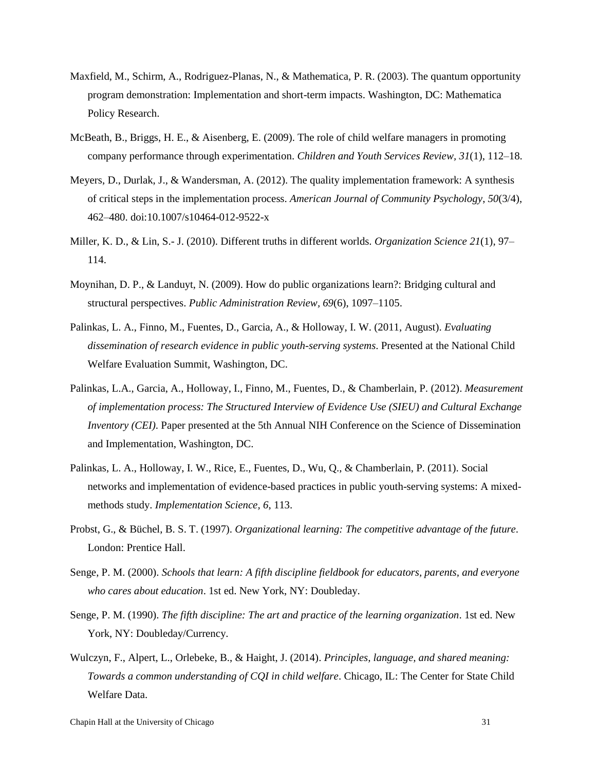Maxfield, M., Schirm, A., Rodriguez-Planas, N., & Mathematica, P. R. (2003). The quantum opportunity program demonstration: Implementation and short-term impacts. Washington, DC: Mathematica Policy Research.

McBeath, B., Briggs, H. E., & Aisenberg, E. (2009). The role of child welfare managers in promoting company performance through experimentation. *Children and Youth Services Review, 31*(1), 112–18.

Meyers, D., Durlak, J., & Wandersman, A. (2012). The quality implementation framework: A synthesis of critical steps in the implementation process. *American Journal of Community Psychology, 50*(3/4), 462–480. doi:10.1007/s10464-012-9522-x

Miller, K. D., & Lin, S.- J. (2010). Different truths in different worlds. *Organization Science 21*(1), 97–114.

Moynihan, D. P., & Landuyt, N. (2009). How do public organizations learn?: Bridging cultural and structural perspectives. *Public Administration Review, 69*(6), 1097–1105.

Palinkas, L. A., Finno, M., Fuentes, D., Garcia, A., & Holloway, I. W. (2011, August). *Evaluating dissemination of research evidence in public youth-serving systems*. Presented at the National Child Welfare Evaluation Summit, Washington, DC.

Palinkas, L.A., Garcia, A., Holloway, I., Finno, M., Fuentes, D., & Chamberlain, P. (2012). *Measurement of implementation process: The Structured Interview of Evidence Use (SIEU) and Cultural Exchange Inventory (CEI)*. Paper presented at the 5th Annual NIH Conference on the Science of Dissemination and Implementation, Washington, DC.

Palinkas, L. A., Holloway, I. W., Rice, E., Fuentes, D., Wu, Q., & Chamberlain, P. (2011). Social networks and implementation of evidence-based practices in public youth-serving systems: A mixed-methods study. *Implementation Science, 6*, 113.

Probst, G., & Büchel, B. S. T. (1997). *Organizational learning: The competitive advantage of the future*. London: Prentice Hall.

Senge, P. M. (2000). *Schools that learn: A fifth discipline fieldbook for educators, parents, and everyone who cares about education*. 1st ed. New York, NY: Doubleday.

Senge, P. M. (1990). *The fifth discipline: The art and practice of the learning organization*. 1st ed. New York, NY: Doubleday/Currency.

Wulczyn, F., Alpert, L., Orlebeke, B., & Haight, J. (2014). *Principles, language, and shared meaning: Towards a common understanding of CQI in child welfare*. Chicago, IL: The Center for State Child Welfare Data.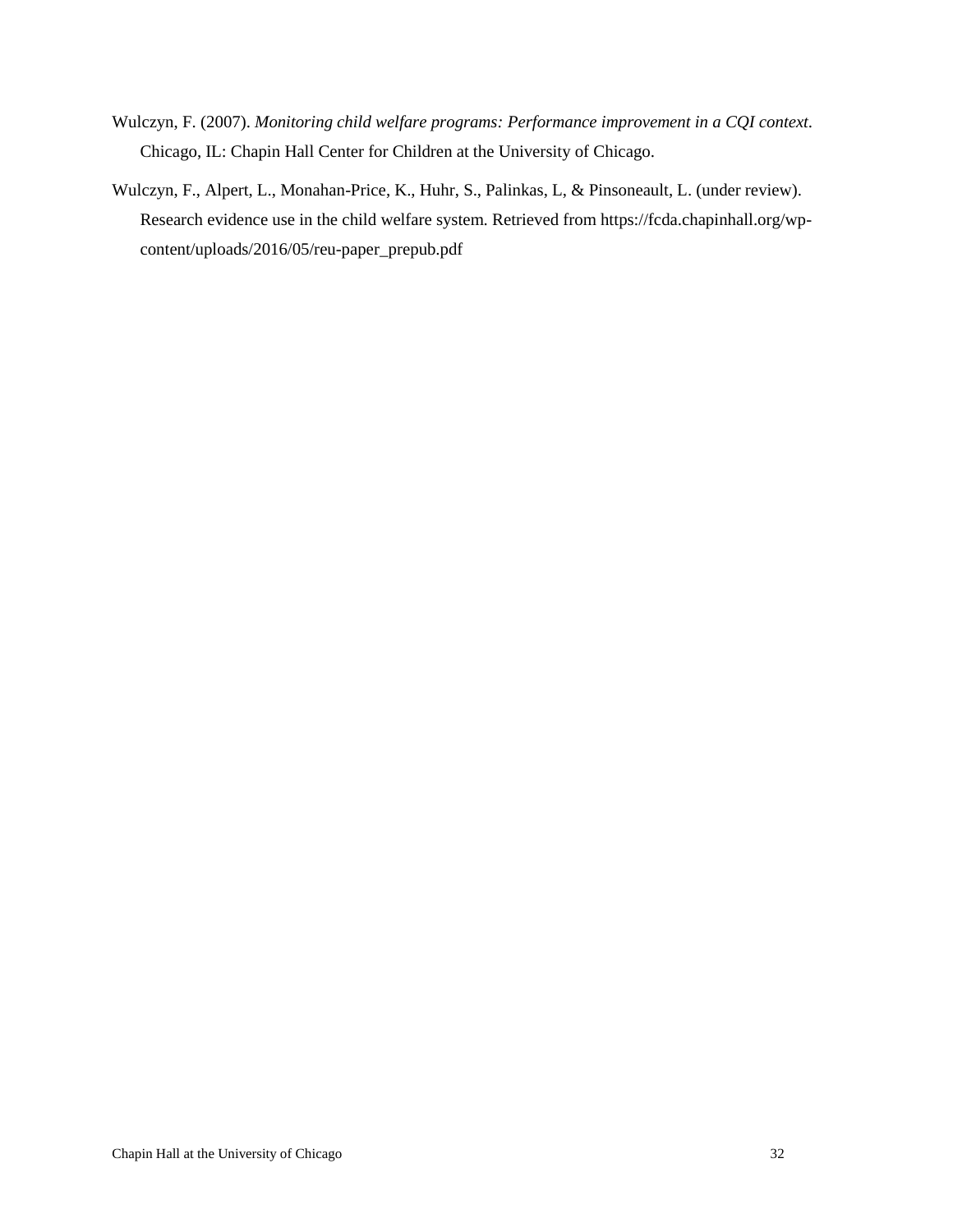Wulczyn, F. (2007). *Monitoring child welfare programs: Performance improvement in a CQI context*. Chicago, IL: Chapin Hall Center for Children at the University of Chicago.

Wulczyn, F., Alpert, L., Monahan-Price, K., Huhr, S., Palinkas, L, & Pinsoneault, L. (under review). Research evidence use in the child welfare system. Retrieved from https://fcda.chapinhall.org/wp-content/uploads/2016/05/reu-paper_prepub.pdf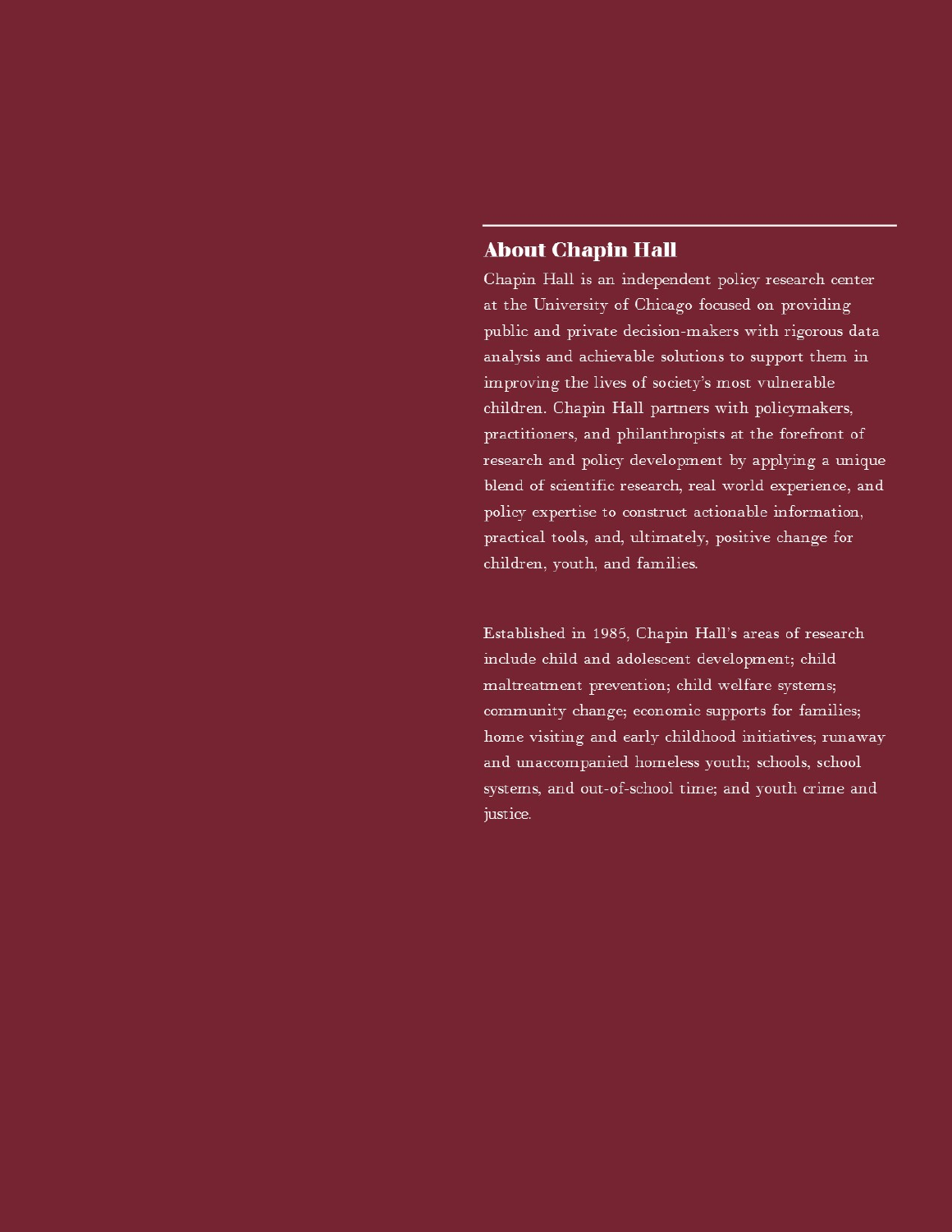## About Chapin Hall

Chapin Hall is an independent policy research center at the University of Chicago focused on providing public and private decision-makers with rigorous data analysis and achievable solutions to support them in improving the lives of society's most vulnerable children. Chapin Hall partners with policymakers, practitioners, and philanthropists at the forefront of research and policy development by applying a unique blend of scientific research, real world experience, and policy expertise to construct actionable information, practical tools, and, ultimately, positive change for children, youth, and families.

Established in 1985, Chapin Hall's areas of research include child and adolescent development; child maltreatment prevention; child welfare systems; community change; economic supports for families; home visiting and early childhood initiatives; runaway and unaccompanied homeless youth; schools, school systems, and out-of-school time; and youth crime and justice.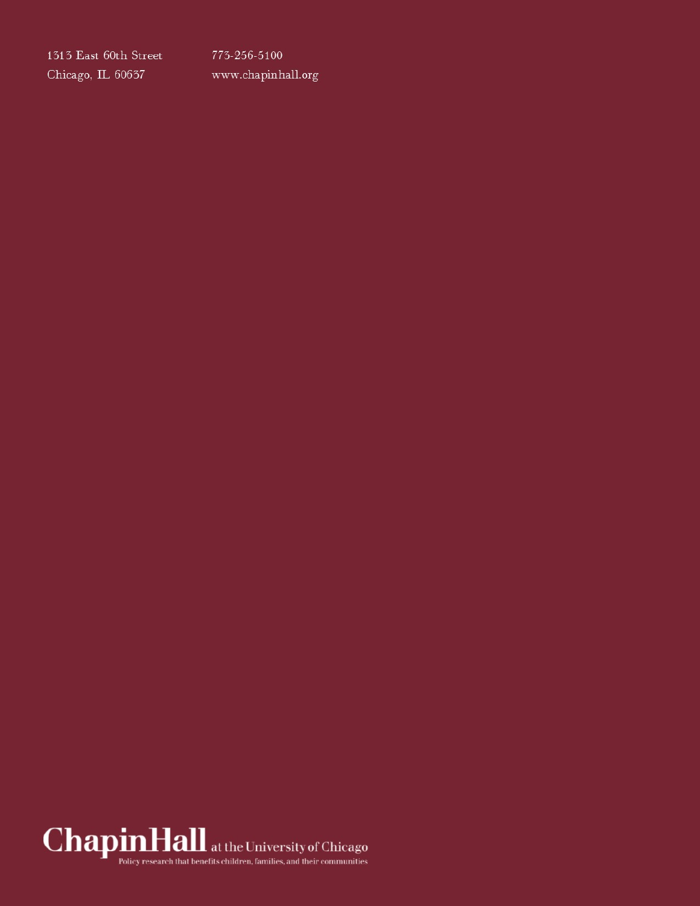1313 East 60th Street
Chicago, IL 60637

773-256-5100
www.chapinhall.org

Chapin Hall at the University of Chicago
Policy research that benefits children, families, and their communities